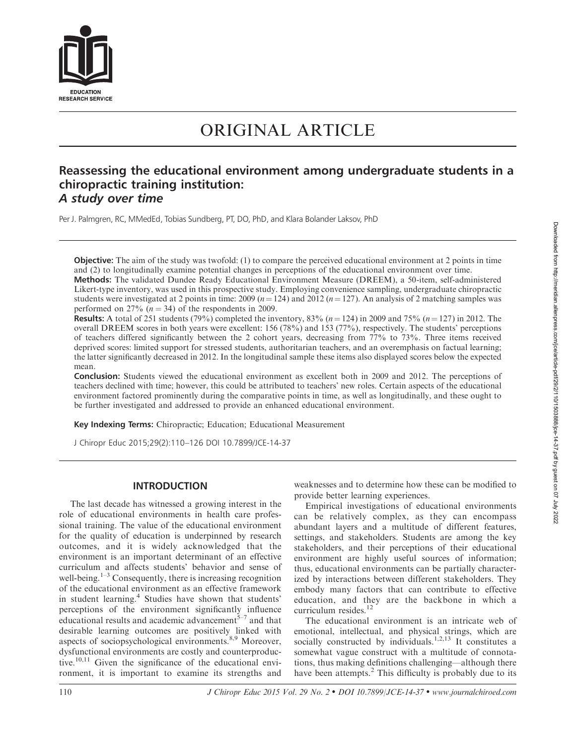# ORIGINAL ARTICLE

## Reassessing the educational environment among undergraduate students in a chiropractic training institution: *A study over time*

Per J. Palmgren, RC, MMedEd, Tobias Sundberg, PT, DO, PhD, and Klara Bolander Laksov, PhD

**Objective:** The aim of the study was twofold: (1) to compare the perceived educational environment at 2 points in time and (2) to longitudinally examine potential changes in perceptions of the educational environment over time.

**Methods:** The validated Dundee Ready Educational Environment Measure (DREEM), a 50-item, self-administered Likert-type inventory, was used in this prospective study. Employing convenience sampling, undergraduate chiropractic students were investigated at 2 points in time: 2009 ($n = 124$) and 2012 ($n = 127$). An analysis of 2 matching samples was performed on 27% ($n = 34$) of the respondents in 2009.

**Results:** A total of 251 students (79%) completed the inventory, 83% ($n = 124$) in 2009 and 75% ($n = 127$) in 2012. The overall DREEM scores in both years were excellent: 156 (78%) and 153 (77%), respectively. The students' perceptions of teachers differed significantly between the 2 cohort years, decreasing from 77% to 73%. Three items received deprived scores: limited support for stressed students, authoritarian teachers, and an overemphasis on factual learning; the latter significantly decreased in 2012. In the longitudinal sample these items also displayed scores below the expected mean.

**Conclusion:** Students viewed the educational environment as excellent both in 2009 and 2012. The perceptions of teachers declined with time; however, this could be attributed to teachers' new roles. Certain aspects of the educational environment factored prominently during the comparative points in time, as well as longitudinally, and these ought to be further investigated and addressed to provide an enhanced educational environment.

**Key Indexing Terms:** Chiropractic; Education; Educational Measurement

J Chiropr Educ 2015;29(2):110–126 DOI 10.7899/JCE-14-37

## INTRODUCTION

The last decade has witnessed a growing interest in the role of educational environments in health care professional training. The value of the educational environment for the quality of education is underpinned by research outcomes, and it is widely acknowledged that the environment is an important determinant of an effective curriculum and affects students' behavior and sense of well-being.[1–3] Consequently, there is increasing recognition of the educational environment as an effective framework in student learning.[4] Studies have shown that students' perceptions of the environment significantly influence educational results and academic advancement[5–7] and that desirable learning outcomes are positively linked with aspects of sociopsychological environments.[8,9] Moreover, dysfunctional environments are costly and counterproductive.[10,11] Given the significance of the educational environment, it is important to examine its strengths and weaknesses and to determine how these can be modified to provide better learning experiences.

Empirical investigations of educational environments can be relatively complex, as they can encompass abundant layers and a multitude of different features, settings, and stakeholders. Students are among the key stakeholders, and their perceptions of their educational environment are highly useful sources of information; thus, educational environments can be partially characterized by interactions between different stakeholders. They embody many factors that can contribute to effective education, and they are the backbone in which a curriculum resides.[12]

The educational environment is an intricate web of emotional, intellectual, and physical strings, which are socially constructed by individuals.[1,2,13] It constitutes a somewhat vague construct with a multitude of connotations, thus making definitions challenging—although there have been attempts.[2] This difficulty is probably due to its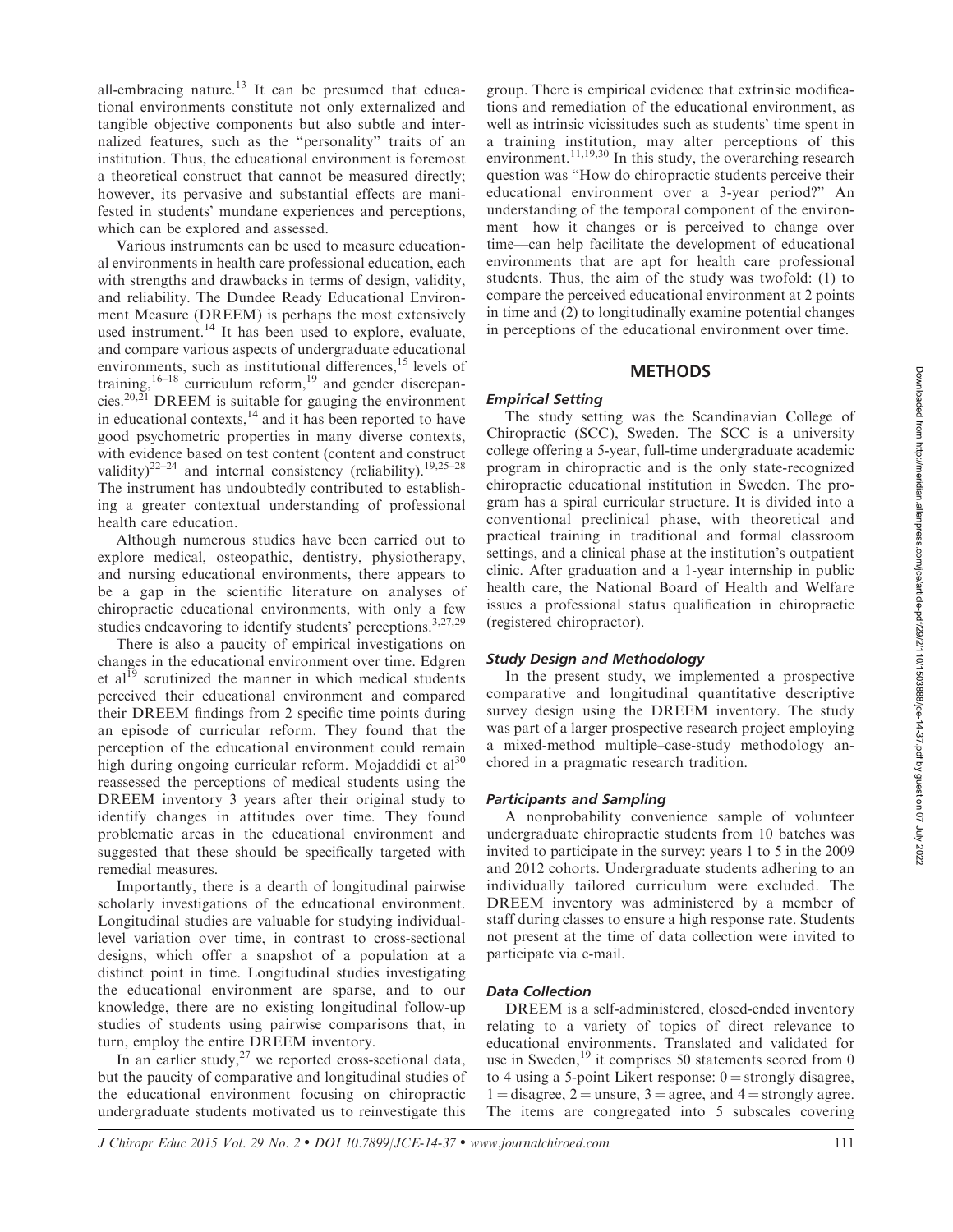all-embracing nature.[13] It can be presumed that educational environments constitute not only externalized and tangible objective components but also subtle and internalized features, such as the "personality" traits of an institution. Thus, the educational environment is foremost a theoretical construct that cannot be measured directly; however, its pervasive and substantial effects are manifested in students' mundane experiences and perceptions, which can be explored and assessed.

Various instruments can be used to measure educational environments in health care professional education, each with strengths and drawbacks in terms of design, validity, and reliability. The Dundee Ready Educational Environment Measure (DREEM) is perhaps the most extensively used instrument.[14] It has been used to explore, evaluate, and compare various aspects of undergraduate educational environments, such as institutional differences,[15] levels of training,[16–18] curriculum reform,[19] and gender discrepancies.[20,21] DREEM is suitable for gauging the environment in educational contexts,[14] and it has been reported to have good psychometric properties in many diverse contexts, with evidence based on test content (content and construct validity)[22–24] and internal consistency (reliability).[19,25–28] The instrument has undoubtedly contributed to establishing a greater contextual understanding of professional health care education.

Although numerous studies have been carried out to explore medical, osteopathic, dentistry, physiotherapy, and nursing educational environments, there appears to be a gap in the scientific literature on analyses of chiropractic educational environments, with only a few studies endeavoring to identify students' perceptions.[3,27,29]

There is also a paucity of empirical investigations on changes in the educational environment over time. Edgren et al[19] scrutinized the manner in which medical students perceived their educational environment and compared their DREEM findings from 2 specific time points during an episode of curricular reform. They found that the perception of the educational environment could remain high during ongoing curricular reform. Mojaddidi et al[30] reassessed the perceptions of medical students using the DREEM inventory 3 years after their original study to identify changes in attitudes over time. They found problematic areas in the educational environment and suggested that these should be specifically targeted with remedial measures.

Importantly, there is a dearth of longitudinal pairwise scholarly investigations of the educational environment. Longitudinal studies are valuable for studying individual-level variation over time, in contrast to cross-sectional designs, which offer a snapshot of a population at a distinct point in time. Longitudinal studies investigating the educational environment are sparse, and to our knowledge, there are no existing longitudinal follow-up studies of students using pairwise comparisons that, in turn, employ the entire DREEM inventory.

In an earlier study,[27] we reported cross-sectional data, but the paucity of comparative and longitudinal studies of the educational environment focusing on chiropractic undergraduate students motivated us to reinvestigate this group. There is empirical evidence that extrinsic modifications and remediation of the educational environment, as well as intrinsic vicissitudes such as students' time spent in a training institution, may alter perceptions of this environment.[11,19,30] In this study, the overarching research question was "How do chiropractic students perceive their educational environment over a 3-year period?" An understanding of the temporal component of the environment—how it changes or is perceived to change over time—can help facilitate the development of educational environments that are apt for health care professional students. Thus, the aim of the study was twofold: (1) to compare the perceived educational environment at 2 points in time and (2) to longitudinally examine potential changes in perceptions of the educational environment over time.

## METHODS

### Empirical Setting

The study setting was the Scandinavian College of Chiropractic (SCC), Sweden. The SCC is a university college offering a 5-year, full-time undergraduate academic program in chiropractic and is the only state-recognized chiropractic educational institution in Sweden. The program has a spiral curricular structure. It is divided into a conventional preclinical phase, with theoretical and practical training in traditional and formal classroom settings, and a clinical phase at the institution's outpatient clinic. After graduation and a 1-year internship in public health care, the National Board of Health and Welfare issues a professional status qualification in chiropractic (registered chiropractor).

### Study Design and Methodology

In the present study, we implemented a prospective comparative and longitudinal quantitative descriptive survey design using the DREEM inventory. The study was part of a larger prospective research project employing a mixed-method multiple–case-study methodology anchored in a pragmatic research tradition.

### Participants and Sampling

A nonprobability convenience sample of volunteer undergraduate chiropractic students from 10 batches was invited to participate in the survey: years 1 to 5 in the 2009 and 2012 cohorts. Undergraduate students adhering to an individually tailored curriculum were excluded. The DREEM inventory was administered by a member of staff during classes to ensure a high response rate. Students not present at the time of data collection were invited to participate via e-mail.

### Data Collection

DREEM is a self-administered, closed-ended inventory relating to a variety of topics of direct relevance to educational environments. Translated and validated for use in Sweden,[19] it comprises 50 statements scored from 0 to 4 using a 5-point Likert response: 0 = strongly disagree, 1 = disagree, 2 = unsure, 3 = agree, and 4 = strongly agree. The items are congregated into 5 subscales covering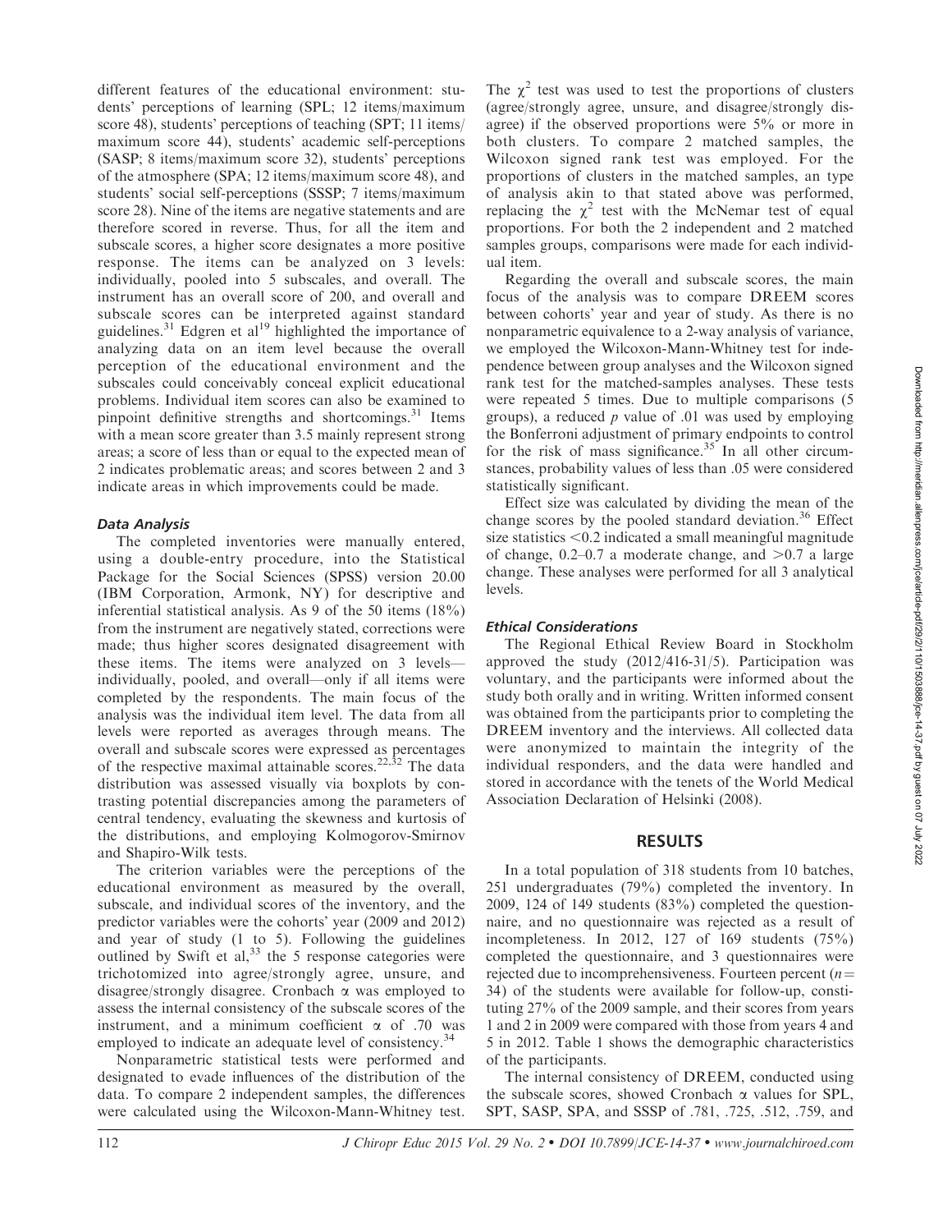different features of the educational environment: students' perceptions of learning (SPL; 12 items/maximum score 48), students' perceptions of teaching (SPT; 11 items/maximum score 44), students' academic self-perceptions (SASP; 8 items/maximum score 32), students' perceptions of the atmosphere (SPA; 12 items/maximum score 48), and students' social self-perceptions (SSSP; 7 items/maximum score 28). Nine of the items are negative statements and are therefore scored in reverse. Thus, for all the item and subscale scores, a higher score designates a more positive response. The items can be analyzed on 3 levels: individually, pooled into 5 subscales, and overall. The instrument has an overall score of 200, and overall and subscale scores can be interpreted against standard guidelines.[31] Edgren et al[19] highlighted the importance of analyzing data on an item level because the overall perception of the educational environment and the subscales could conceivably conceal explicit educational problems. Individual item scores can also be examined to pinpoint definitive strengths and shortcomings.[31] Items with a mean score greater than 3.5 mainly represent strong areas; a score of less than or equal to the expected mean of 2 indicates problematic areas; and scores between 2 and 3 indicate areas in which improvements could be made.

### *Data Analysis*

The completed inventories were manually entered, using a double-entry procedure, into the Statistical Package for the Social Sciences (SPSS) version 20.00 (IBM Corporation, Armonk, NY) for descriptive and inferential statistical analysis. As 9 of the 50 items (18%) from the instrument are negatively stated, corrections were made; thus higher scores designated disagreement with these items. The items were analyzed on 3 levels—individually, pooled, and overall—only if all items were completed by the respondents. The main focus of the analysis was the individual item level. The data from all levels were reported as averages through means. The overall and subscale scores were expressed as percentages of the respective maximal attainable scores.[22,32] The data distribution was assessed visually via boxplots by contrasting potential discrepancies among the parameters of central tendency, evaluating the skewness and kurtosis of the distributions, and employing Kolmogorov-Smirnov and Shapiro-Wilk tests.

The criterion variables were the perceptions of the educational environment as measured by the overall, subscale, and individual scores of the inventory, and the predictor variables were the cohorts' year (2009 and 2012) and year of study (1 to 5). Following the guidelines outlined by Swift et al,[33] the 5 response categories were trichotomized into agree/strongly agree, unsure, and disagree/strongly disagree. Cronbach $\alpha$ was employed to assess the internal consistency of the subscale scores of the instrument, and a minimum coefficient $\alpha$ of .70 was employed to indicate an adequate level of consistency.[34]

Nonparametric statistical tests were performed and designated to evade influences of the distribution of the data. To compare 2 independent samples, the differences were calculated using the Wilcoxon-Mann-Whitney test. The $\chi^2$ test was used to test the proportions of clusters (agree/strongly agree, unsure, and disagree/strongly disagree) if the observed proportions were 5% or more in both clusters. To compare 2 matched samples, the Wilcoxon signed rank test was employed. For the proportions of clusters in the matched samples, an type of analysis akin to that stated above was performed, replacing the $\chi^2$ test with the McNemar test of equal proportions. For both the 2 independent and 2 matched samples groups, comparisons were made for each individual item.

Regarding the overall and subscale scores, the main focus of the analysis was to compare DREEM scores between cohorts' year and year of study. As there is no nonparametric equivalence to a 2-way analysis of variance, we employed the Wilcoxon-Mann-Whitney test for independence between group analyses and the Wilcoxon signed rank test for the matched-samples analyses. These tests were repeated 5 times. Due to multiple comparisons (5 groups), a reduced $p$ value of .01 was used by employing the Bonferroni adjustment of primary endpoints to control for the risk of mass significance.[35] In all other circumstances, probability values of less than .05 were considered statistically significant.

Effect size was calculated by dividing the mean of the change scores by the pooled standard deviation.[36] Effect size statistics $<0.2$ indicated a small meaningful magnitude of change, 0.2–0.7 a moderate change, and $>0.7$ a large change. These analyses were performed for all 3 analytical levels.

### *Ethical Considerations*

The Regional Ethical Review Board in Stockholm approved the study (2012/416-31/5). Participation was voluntary, and the participants were informed about the study both orally and in writing. Written informed consent was obtained from the participants prior to completing the DREEM inventory and the interviews. All collected data were anonymized to maintain the integrity of the individual responders, and the data were handled and stored in accordance with the tenets of the World Medical Association Declaration of Helsinki (2008).

## RESULTS

In a total population of 318 students from 10 batches, 251 undergraduates (79%) completed the inventory. In 2009, 124 of 149 students (83%) completed the questionnaire, and no questionnaire was rejected as a result of incompleteness. In 2012, 127 of 169 students (75%) completed the questionnaire, and 3 questionnaires were rejected due to incomprehensiveness. Fourteen percent ($n=34$) of the students were available for follow-up, constituting 27% of the 2009 sample, and their scores from years 1 and 2 in 2009 were compared with those from years 4 and 5 in 2012. Table 1 shows the demographic characteristics of the participants.

The internal consistency of DREEM, conducted using the subscale scores, showed Cronbach $\alpha$ values for SPL, SPT, SASP, SPA, and SSSP of .781, .725, .512, .759, and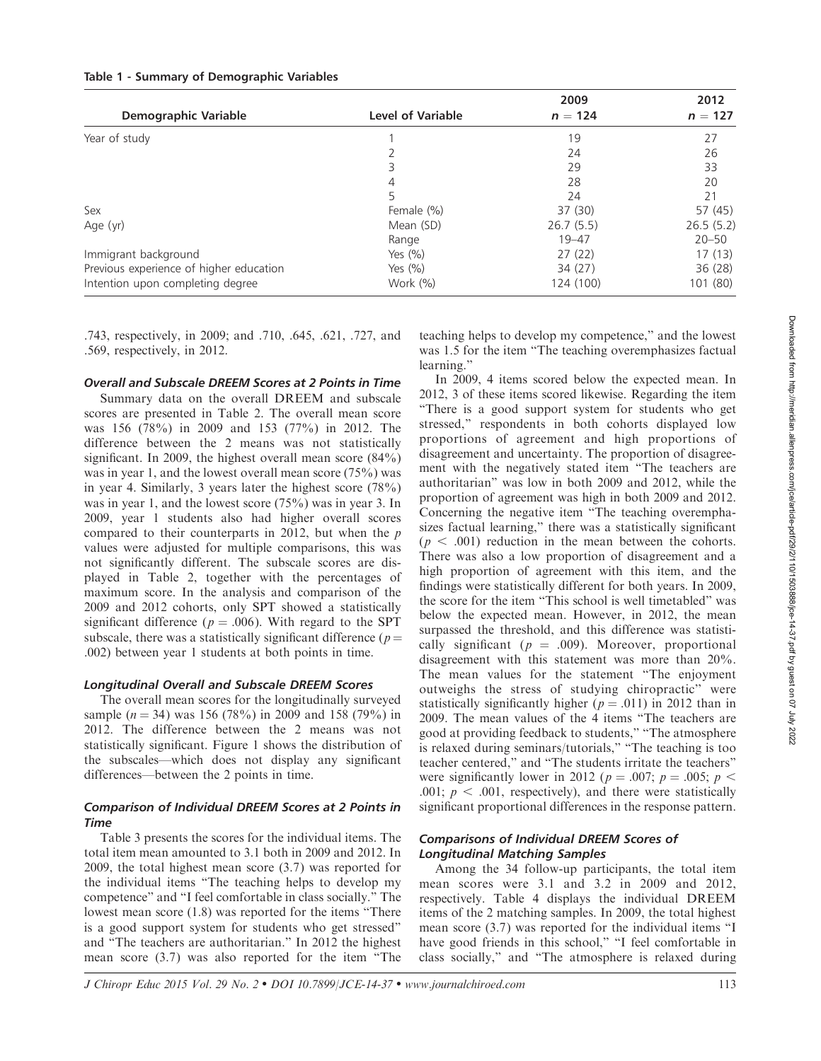**Table 1 - Summary of Demographic Variables**

| Demographic Variable | Level of Variable | 2009 $n = 124$ | 2012 $n = 127$ |
|---|---|---|---|
| Year of study | 1 | 19 | 27 |
| | 2 | 24 | 26 |
| | 3 | 29 | 33 |
| | 4 | 28 | 20 |
| | 5 | 24 | 21 |
| Sex | Female (%) | 37 (30) | 57 (45) |
| Age (yr) | Mean (SD) | 26.7 (5.5) | 26.5 (5.2) |
| | Range | 19–47 | 20–50 |
| Immigrant background | Yes (%) | 27 (22) | 17 (13) |
| Previous experience of higher education | Yes (%) | 34 (27) | 36 (28) |
| Intention upon completing degree | Work (%) | 124 (100) | 101 (80) |

.743, respectively, in 2009; and .710, .645, .621, .727, and .569, respectively, in 2012.

#### *Overall and Subscale DREEM Scores at 2 Points in Time*

Summary data on the overall DREEM and subscale scores are presented in Table 2. The overall mean score was 156 (78%) in 2009 and 153 (77%) in 2012. The difference between the 2 means was not statistically significant. In 2009, the highest overall mean score (84%) was in year 1, and the lowest overall mean score (75%) was in year 4. Similarly, 3 years later the highest score (78%) was in year 1, and the lowest score (75%) was in year 3. In 2009, year 1 students also had higher overall scores compared to their counterparts in 2012, but when the $p$ values were adjusted for multiple comparisons, this was not significantly different. The subscale scores are displayed in Table 2, together with the percentages of maximum score. In the analysis and comparison of the 2009 and 2012 cohorts, only SPT showed a statistically significant difference ($p = .006$). With regard to the SPT subscale, there was a statistically significant difference ($p = .002$) between year 1 students at both points in time.

#### *Longitudinal Overall and Subscale DREEM Scores*

The overall mean scores for the longitudinally surveyed sample ($n = 34$) was 156 (78%) in 2009 and 158 (79%) in 2012. The difference between the 2 means was not statistically significant. Figure 1 shows the distribution of the subscales—which does not display any significant differences—between the 2 points in time.

#### *Comparison of Individual DREEM Scores at 2 Points in Time*

Table 3 presents the scores for the individual items. The total item mean amounted to 3.1 both in 2009 and 2012. In 2009, the total highest mean score (3.7) was reported for the individual items "The teaching helps to develop my competence" and "I feel comfortable in class socially." The lowest mean score (1.8) was reported for the items "There is a good support system for students who get stressed" and "The teachers are authoritarian." In 2012 the highest mean score (3.7) was also reported for the item "The teaching helps to develop my competence," and the lowest was 1.5 for the item "The teaching overemphasizes factual learning."

In 2009, 4 items scored below the expected mean. In 2012, 3 of these items scored likewise. Regarding the item "There is a good support system for students who get stressed," respondents in both cohorts displayed low proportions of agreement and high proportions of disagreement and uncertainty. The proportion of disagreement with the negatively stated item "The teachers are authoritarian" was low in both 2009 and 2012, while the proportion of agreement was high in both 2009 and 2012. Concerning the negative item "The teaching overemphasizes factual learning," there was a statistically significant ($p < .001$) reduction in the mean between the cohorts. There was also a low proportion of disagreement and a high proportion of agreement with this item, and the findings were statistically different for both years. In 2009, the score for the item "This school is well timetabled" was below the expected mean. However, in 2012, the mean surpassed the threshold, and this difference was statistically significant ($p = .009$). Moreover, proportional disagreement with this statement was more than 20%. The mean values for the statement "The enjoyment outweighs the stress of studying chiropractic" were statistically significantly higher ($p = .011$) in 2012 than in 2009. The mean values of the 4 items "The teachers are good at providing feedback to students," "The atmosphere is relaxed during seminars/tutorials," "The teaching is too teacher centered," and "The students irritate the teachers" were significantly lower in 2012 ($p = .007$; $p = .005$; $p < .001$; $p < .001$, respectively), and there were statistically significant proportional differences in the response pattern.

#### *Comparisons of Individual DREEM Scores of Longitudinal Matching Samples*

Among the 34 follow-up participants, the total item mean scores were 3.1 and 3.2 in 2009 and 2012, respectively. Table 4 displays the individual DREEM items of the 2 matching samples. In 2009, the total highest mean score (3.7) was reported for the individual items "I have good friends in this school," "I feel comfortable in class socially," and "The atmosphere is relaxed during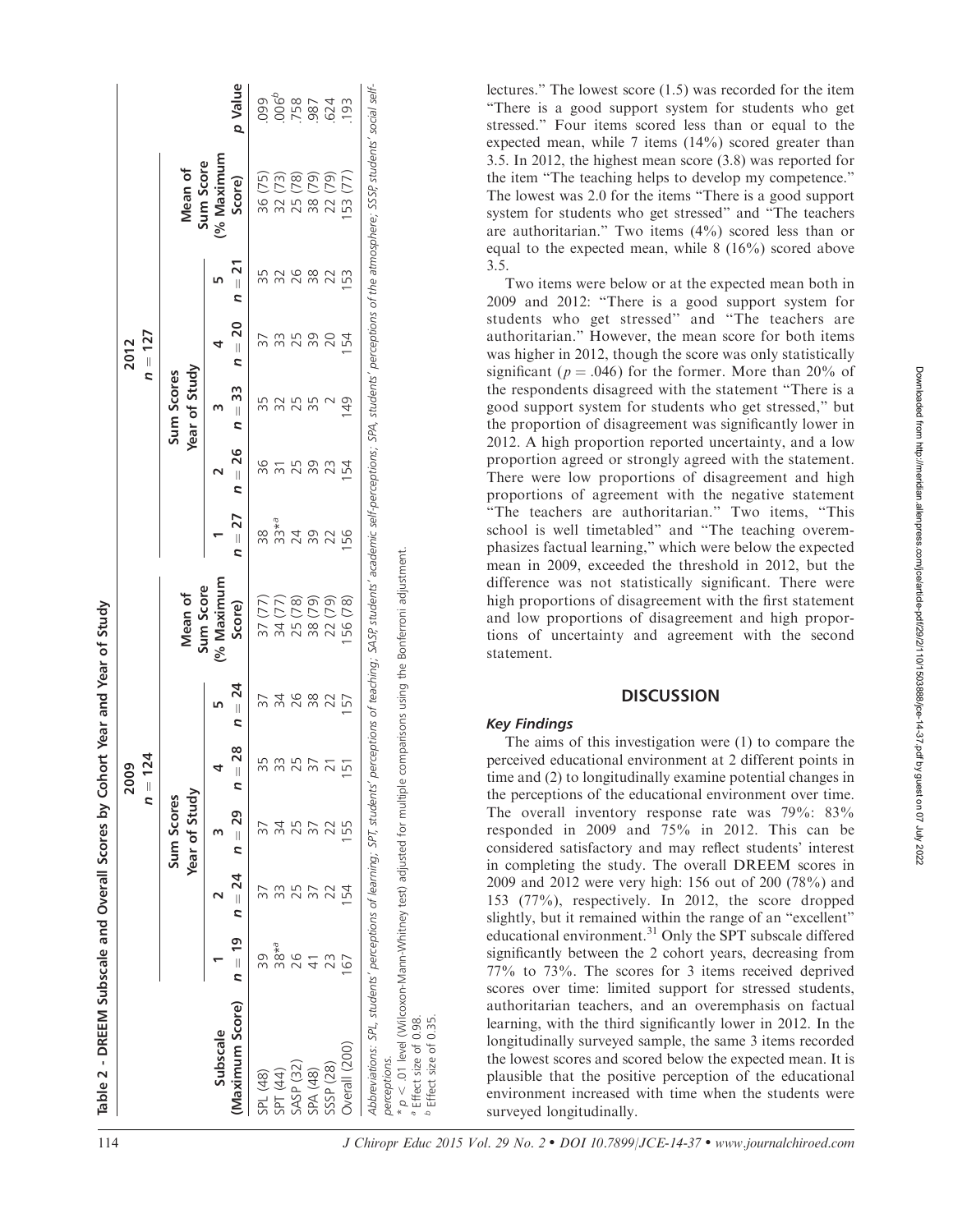Table 2 - DREEM Subscale and Overall Scores by Cohort Year and Year of Study

| Subscale (Maximum Score) | 2009 $n = 124$ Sum Scores Year of Study | | | | | Mean of Sum Score (% Maximum Score) | 2012 $n = 127$ Sum Scores Year of Study | | | | | Mean of Sum Score (% Maximum Score) | p Value |
|---|---|---|---|---|---|---|---|---|---|---|---|---|---|
| | 1 $n = 19$ | 2 $n = 24$ | 3 $n = 29$ | 4 $n = 28$ | 5 $n = 24$ | | 1 $n = 27$ | 2 $n = 26$ | 3 $n = 33$ | 4 $n = 20$ | 5 $n = 21$ | | |
| SPL (48) | 39 | 37 | 37 | 35 | 37 | 37 (77) | 38 | 36 | 35 | 37 | 35 | 36 (75) | .099 |
| SPT (44) | 38*[a] | 33 | 34 | 33 | 34 | 34 (77) | 33*[a] | 31 | 32 | 33 | 32 | 32 (73) | .006[b] |
| SASP (32) | 26 | 25 | 25 | 25 | 26 | 25 (78) | 24 | 25 | 25 | 25 | 26 | 25 (78) | .758 |
| SPA (48) | 41 | 37 | 37 | 37 | 38 | 38 (79) | 39 | 39 | 35 | 39 | 38 | 38 (79) | .987 |
| SSSP (28) | 23 | 22 | 22 | 21 | 22 | 22 (79) | 22 | 23 | 2 | 20 | 22 | 22 (79) | .624 |
| Overall (200) | 167 | 154 | 155 | 151 | 157 | 156 (78) | 156 | 154 | 149 | 154 | 153 | 153 (77) | .193 |

Abbreviations: SPL, students' perceptions of learning; SPT, students' perceptions of teaching; SASP, students' academic self-perceptions; SPA, students' perceptions of the atmosphere; SSSP, students' social self-perceptions.
* $p < .01$ level (Wilcoxon-Mann-Whitney test) adjusted for multiple comparisons using the Bonferroni adjustment.
[a] Effect size of 0.98.
[b] Effect size of 0.35.

lectures." The lowest score (1.5) was recorded for the item "There is a good support system for students who get stressed." Four items scored less than or equal to the expected mean, while 7 items (14%) scored greater than 3.5. In 2012, the highest mean score (3.8) was reported for the item "The teaching helps to develop my competence." The lowest was 2.0 for the items "There is a good support system for students who get stressed" and "The teachers are authoritarian." Two items (4%) scored less than or equal to the expected mean, while 8 (16%) scored above 3.5.

Two items were below or at the expected mean both in 2009 and 2012: "There is a good support system for students who get stressed" and "The teachers are authoritarian." However, the mean score for both items was higher in 2012, though the score was only statistically significant ($p = .046$) for the former. More than 20% of the respondents disagreed with the statement "There is a good support system for students who get stressed," but the proportion of disagreement was significantly lower in 2012. A high proportion reported uncertainty, and a low proportion agreed or strongly agreed with the statement. There were low proportions of disagreement and high proportions of agreement with the negative statement "The teachers are authoritarian." Two items, "This school is well timetabled" and "The teaching overemphasizes factual learning," which were below the expected mean in 2009, exceeded the threshold in 2012, but the difference was not statistically significant. There were high proportions of disagreement with the first statement and low proportions of disagreement and high proportions of uncertainty and agreement with the second statement.

## DISCUSSION

### Key Findings

The aims of this investigation were (1) to compare the perceived educational environment at 2 different points in time and (2) to longitudinally examine potential changes in the perceptions of the educational environment over time. The overall inventory response rate was 79%: 83% responded in 2009 and 75% in 2012. This can be considered satisfactory and may reflect students' interest in completing the study. The overall DREEM scores in 2009 and 2012 were very high: 156 out of 200 (78%) and 153 (77%), respectively. In 2012, the score dropped slightly, but it remained within the range of an "excellent" educational environment.[31] Only the SPT subscale differed significantly between the 2 cohort years, decreasing from 77% to 73%. The scores for 3 items received deprived scores over time: limited support for stressed students, authoritarian teachers, and an overemphasis on factual learning, with the third significantly lower in 2012. In the longitudinally surveyed sample, the same 3 items recorded the lowest scores and scored below the expected mean. It is plausible that the positive perception of the educational environment increased with time when the students were surveyed longitudinally.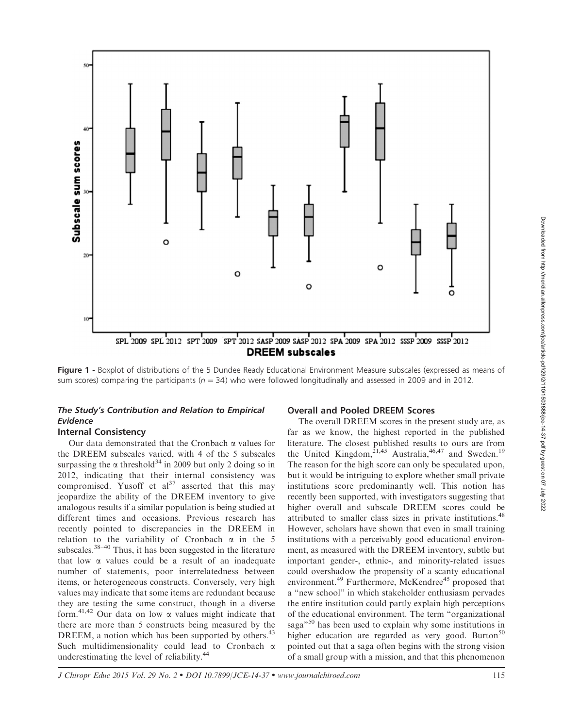Figure 1 - Boxplot of distributions of the 5 Dundee Ready Educational Environment Measure subscales (expressed as means of sum scores) comparing the participants ($n = 34$) who were followed longitudinally and assessed in 2009 and in 2012.

### *The Study's Contribution and Relation to Empirical Evidence*

#### Internal Consistency

Our data demonstrated that the Cronbach $\alpha$ values for the DREEM subscales varied, with 4 of the 5 subscales surpassing the $\alpha$ threshold[34] in 2009 but only 2 doing so in 2012, indicating that their internal consistency was compromised. Yusoff et al[37] asserted that this may jeopardize the ability of the DREEM inventory to give analogous results if a similar population is being studied at different times and occasions. Previous research has recently pointed to discrepancies in the DREEM in relation to the variability of Cronbach $\alpha$ in the 5 subscales.[38–40] Thus, it has been suggested in the literature that low $\alpha$ values could be a result of an inadequate number of statements, poor interrelatedness between items, or heterogeneous constructs. Conversely, very high values may indicate that some items are redundant because they are testing the same construct, though in a diverse form.[41,42] Our data on low $\alpha$ values might indicate that there are more than 5 constructs being measured by the DREEM, a notion which has been supported by others.[43] Such multidimensionality could lead to Cronbach $\alpha$ underestimating the level of reliability.[44]

#### Overall and Pooled DREEM Scores

The overall DREEM scores in the present study are, as far as we know, the highest reported in the published literature. The closest published results to ours are from the United Kingdom,[21,45] Australia,[46,47] and Sweden.[19] The reason for the high score can only be speculated upon, but it would be intriguing to explore whether small private institutions score predominantly well. This notion has recently been supported, with investigators suggesting that higher overall and subscale DREEM scores could be attributed to smaller class sizes in private institutions.[48] However, scholars have shown that even in small training institutions with a perceivably good educational environment, as measured with the DREEM inventory, subtle but important gender-, ethnic-, and minority-related issues could overshadow the propensity of a scanty educational environment.[49] Furthermore, McKendree[45] proposed that a "new school" in which stakeholder enthusiasm pervades the entire institution could partly explain high perceptions of the educational environment. The term "organizational saga"[50] has been used to explain why some institutions in higher education are regarded as very good. Burton[50] pointed out that a saga often begins with the strong vision of a small group with a mission, and that this phenomenon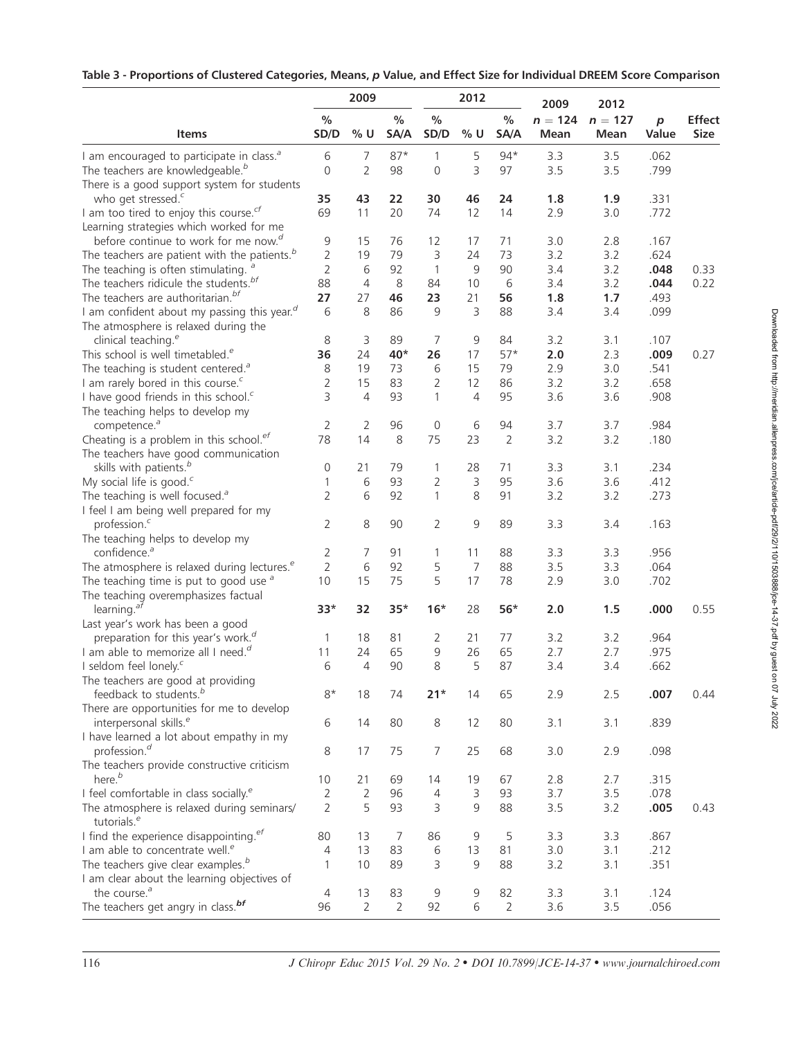**Table 3 - Proportions of Clustered Categories, Means, *p* Value, and Effect Size for Individual DREEM Score Comparison**

| | 2009 | | | 2012 | | | 2009 | 2012 | | |
|---|---|---|---|---|---|---|---|---|---|---|
| Items | % SD/D | % U | % SA/A | % SD/D | % U | % SA/A | *n* = 124 Mean | *n* = 127 Mean | *p* Value | Effect Size |
| I am encouraged to participate in class.[a] | 6 | 7 | 87* | 1 | 5 | 94* | 3.3 | 3.5 | .062 | |
| The teachers are knowledgeable.[b] | 0 | 2 | 98 | 0 | 3 | 97 | 3.5 | 3.5 | .799 | |
| There is a good support system for students who get stressed.[c] | **35** | **43** | **22** | **30** | **46** | **24** | **1.8** | **1.9** | .331 | |
| I am too tired to enjoy this course.[cf] | 69 | 11 | 20 | 74 | 12 | 14 | 2.9 | 3.0 | .772 | |
| Learning strategies which worked for me before continue to work for me now.[d] | 9 | 15 | 76 | 12 | 17 | 71 | 3.0 | 2.8 | .167 | |
| The teachers are patient with the patients.[b] | 2 | 19 | 79 | 3 | 24 | 73 | 3.2 | 3.2 | .624 | |
| The teaching is often stimulating. [a] | 2 | 6 | 92 | 1 | 9 | 90 | 3.4 | 3.2 | **.048** | 0.33 |
| The teachers ridicule the students.[bf] | 88 | 4 | 8 | 84 | 10 | 6 | 3.4 | 3.2 | **.044** | 0.22 |
| The teachers are authoritarian.[bf] | **27** | 27 | **46** | **23** | 21 | **56** | **1.8** | **1.7** | .493 | |
| I am confident about my passing this year.[d] | 6 | 8 | 86 | 9 | 3 | 88 | 3.4 | 3.4 | .099 | |
| The atmosphere is relaxed during the clinical teaching.[e] | 8 | 3 | 89 | 7 | 9 | 84 | 3.2 | 3.1 | .107 | |
| This school is well timetabled.[e] | **36** | 24 | **40*** | **26** | 17 | **57*** | **2.0** | 2.3 | **.009** | 0.27 |
| The teaching is student centered.[a] | 8 | 19 | 73 | 6 | 15 | 79 | 2.9 | 3.0 | .541 | |
| I am rarely bored in this course.[c] | 2 | 15 | 83 | 2 | 12 | 86 | 3.2 | 3.2 | .658 | |
| I have good friends in this school.[c] | 3 | 4 | 93 | 1 | 4 | 95 | 3.6 | 3.6 | .908 | |
| The teaching helps to develop my competence.[a] | 2 | 2 | 96 | 0 | 6 | 94 | 3.7 | 3.7 | .984 | |
| Cheating is a problem in this school.[ef] | 78 | 14 | 8 | 75 | 23 | 2 | 3.2 | 3.2 | .180 | |
| The teachers have good communication skills with patients.[b] | 0 | 21 | 79 | 1 | 28 | 71 | 3.3 | 3.1 | .234 | |
| My social life is good.[c] | 1 | 6 | 93 | 2 | 3 | 95 | 3.6 | 3.6 | .412 | |
| The teaching is well focused.[a] | 2 | 6 | 92 | 1 | 8 | 91 | 3.2 | 3.2 | .273 | |
| I feel I am being well prepared for my profession.[c] | 2 | 8 | 90 | 2 | 9 | 89 | 3.3 | 3.4 | .163 | |
| The teaching helps to develop my confidence.[a] | 2 | 7 | 91 | 1 | 11 | 88 | 3.3 | 3.3 | .956 | |
| The atmosphere is relaxed during lectures.[e] | 2 | 6 | 92 | 5 | 7 | 88 | 3.5 | 3.3 | .064 | |
| The teaching time is put to good use [a] | 10 | 15 | 75 | 5 | 17 | 78 | 2.9 | 3.0 | .702 | |
| The teaching overemphasizes factual learning.[af] | **33*** | **32** | **35*** | **16*** | **28** | **56*** | **2.0** | **1.5** | **.000** | 0.55 |
| Last year's work has been a good preparation for this year's work.[d] | 1 | 18 | 81 | 2 | 21 | 77 | 3.2 | 3.2 | .964 | |
| I am able to memorize all I need.[d] | 11 | 24 | 65 | 9 | 26 | 65 | 2.7 | 2.7 | .975 | |
| I seldom feel lonely.[c] | 6 | 4 | 90 | 8 | 5 | 87 | 3.4 | 3.4 | .662 | |
| The teachers are good at providing feedback to students.[b] | 8* | 18 | 74 | **21*** | 14 | 65 | 2.9 | 2.5 | **.007** | 0.44 |
| There are opportunities for me to develop interpersonal skills.[e] | 6 | 14 | 80 | 8 | 12 | 80 | 3.1 | 3.1 | .839 | |
| I have learned a lot about empathy in my profession.[d] | 8 | 17 | 75 | 7 | 25 | 68 | 3.0 | 2.9 | .098 | |
| The teachers provide constructive criticism here.[b] | 10 | 21 | 69 | 14 | 19 | 67 | 2.8 | 2.7 | .315 | |
| I feel comfortable in class socially.[e] | 2 | 2 | 96 | 4 | 3 | 93 | 3.7 | 3.5 | .078 | |
| The atmosphere is relaxed during seminars/ tutorials.[e] | 2 | 5 | 93 | 3 | 9 | 88 | 3.5 | 3.2 | **.005** | 0.43 |
| I find the experience disappointing.[ef] | 80 | 13 | 7 | 86 | 9 | 5 | 3.3 | 3.3 | .867 | |
| I am able to concentrate well.[e] | 4 | 13 | 83 | 6 | 13 | 81 | 3.0 | 3.1 | .212 | |
| The teachers give clear examples.[b] | 1 | 10 | 89 | 3 | 9 | 88 | 3.2 | 3.1 | .351 | |
| I am clear about the learning objectives of the course.[a] | 4 | 13 | 83 | 9 | 9 | 82 | 3.3 | 3.1 | .124 | |
| The teachers get angry in class.[bf] | 96 | 2 | 2 | 92 | 6 | 2 | 3.6 | 3.5 | .056 | |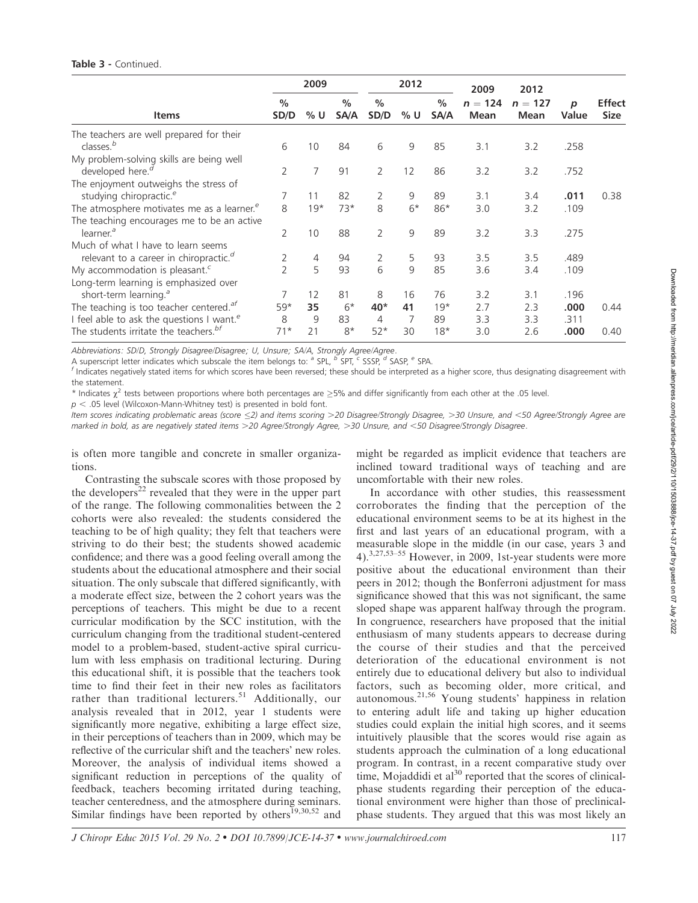**Table 3** - Continued.

| Items | 2009 | | | 2012 | | | 2009 | 2012 | | |
|---|---|---|---|---|---|---|---|---|---|---|
| | % SD/D | % U | % SA/A | % SD/D | % U | % SA/A | n = 124 Mean | n = 127 Mean | p Value | Effect Size |
| The teachers are well prepared for their classes.[b] | 6 | 10 | 84 | 6 | 9 | 85 | 3.1 | 3.2 | .258 | |
| My problem-solving skills are being well developed here.[d] | 2 | 7 | 91 | 2 | 12 | 86 | 3.2 | 3.2 | .752 | |
| The enjoyment outweighs the stress of studying chiropractic.[e] | 7 | 11 | 82 | 2 | 9 | 89 | 3.1 | 3.4 | **.011** | 0.38 |
| The atmosphere motivates me as a learner.[e] | 8 | 19* | 73* | 8 | 6* | 86* | 3.0 | 3.2 | .109 | |
| The teaching encourages me to be an active learner.[a] | 2 | 10 | 88 | 2 | 9 | 89 | 3.2 | 3.3 | .275 | |
| Much of what I have to learn seems relevant to a career in chiropractic.[d] | 2 | 4 | 94 | 2 | 5 | 93 | 3.5 | 3.5 | .489 | |
| My accommodation is pleasant.[c] | 2 | 5 | 93 | 6 | 9 | 85 | 3.6 | 3.4 | .109 | |
| Long-term learning is emphasized over short-term learning.[a] | 7 | 12 | 81 | 8 | 16 | 76 | 3.2 | 3.1 | .196 | |
| The teaching is too teacher centered.[af] | 59* | **35** | 6* | **40*** | **41** | 19* | 2.7 | 2.3 | **.000** | 0.44 |
| I feel able to ask the questions I want.[e] | 8 | 9 | 83 | 4 | 7 | 89 | 3.3 | 3.3 | .311 | |
| The students irritate the teachers.[bf] | 71* | 21 | 8* | 52* | 30 | 18* | 3.0 | 2.6 | **.000** | 0.40 |

*Abbreviations: SD/D, Strongly Disagree/Disagree; U, Unsure; SA/A, Strongly Agree/Agree.*

A superscript letter indicates which subscale the item belongs to: [a] SPL, [b] SPT, [c] SSSP, [d] SASP, [e] SPA.

[f] Indicates negatively stated items for which scores have been reversed; these should be interpreted as a higher score, thus designating disagreement with the statement.

* Indicates $\chi^2$ tests between proportions where both percentages are ≥5% and differ significantly from each other at the .05 level.

$p < .05$ level (Wilcoxon-Mann-Whitney test) is presented in bold font.

*Item scores indicating problematic areas (score ≤2) and items scoring >20 Disagree/Strongly Disagree, >30 Unsure, and <50 Agree/Strongly Agree are marked in bold, as are negatively stated items >20 Agree/Strongly Agree, >30 Unsure, and <50 Disagree/Strongly Disagree.*

is often more tangible and concrete in smaller organizations.

Contrasting the subscale scores with those proposed by the developers[22] revealed that they were in the upper part of the range. The following commonalities between the 2 cohorts were also revealed: the students considered the teaching to be of high quality; they felt that teachers were striving to do their best; the students showed academic confidence; and there was a good feeling overall among the students about the educational atmosphere and their social situation. The only subscale that differed significantly, with a moderate effect size, between the 2 cohort years was the perceptions of teachers. This might be due to a recent curricular modification by the SCC institution, with the curriculum changing from the traditional student-centered model to a problem-based, student-active spiral curriculum with less emphasis on traditional lecturing. During this educational shift, it is possible that the teachers took time to find their feet in their new roles as facilitators rather than traditional lecturers.[51] Additionally, our analysis revealed that in 2012, year 1 students were significantly more negative, exhibiting a large effect size, in their perceptions of teachers than in 2009, which may be reflective of the curricular shift and the teachers' new roles. Moreover, the analysis of individual items showed a significant reduction in perceptions of the quality of feedback, teachers becoming irritated during teaching, teacher centeredness, and the atmosphere during seminars. Similar findings have been reported by others[19,30,52] and might be regarded as implicit evidence that teachers are inclined toward traditional ways of teaching and are uncomfortable with their new roles.

In accordance with other studies, this reassessment corroborates the finding that the perception of the educational environment seems to be at its highest in the first and last years of an educational program, with a measurable slope in the middle (in our case, years 3 and 4).[3,27,53–55] However, in 2009, 1st-year students were more positive about the educational environment than their peers in 2012; though the Bonferroni adjustment for mass significance showed that this was not significant, the same sloped shape was apparent halfway through the program. In congruence, researchers have proposed that the initial enthusiasm of many students appears to decrease during the course of their studies and that the perceived deterioration of the educational environment is not entirely due to educational delivery but also to individual factors, such as becoming older, more critical, and autonomous.[21,56] Young students' happiness in relation to entering adult life and taking up higher education studies could explain the initial high scores, and it seems intuitively plausible that the scores would rise again as students approach the culmination of a long educational program. In contrast, in a recent comparative study over time, Mojaddidi et al[30] reported that the scores of clinical-phase students regarding their perception of the educational environment were higher than those of preclinical-phase students. They argued that this was most likely an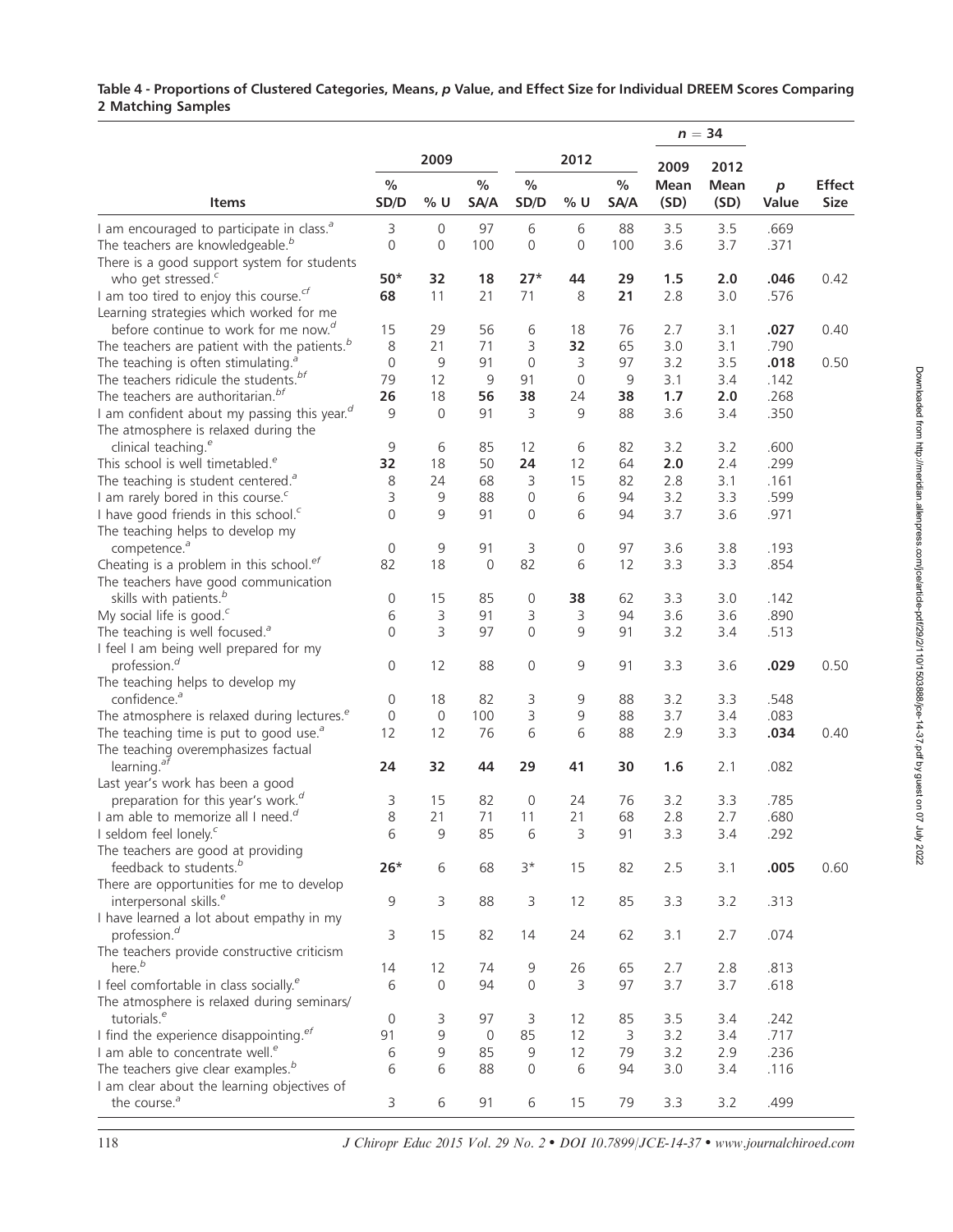**Table 4 - Proportions of Clustered Categories, Means, *p* Value, and Effect Size for Individual DREEM Scores Comparing 2 Matching Samples**

| | 2009 | | | 2012 | | | $n = 34$ | | | |
|---|---|---|---|---|---|---|---|---|---|---|
| Items | % SD/D | % U | % SA/A | % SD/D | % U | % SA/A | 2009 Mean (SD) | 2012 Mean (SD) | *p* Value | Effect Size |
| I am encouraged to participate in class.[a] | 3 | 0 | 97 | 6 | 6 | 88 | 3.5 | 3.5 | .669 | |
| The teachers are knowledgeable.[b] | 0 | 0 | 100 | 0 | 0 | 100 | 3.6 | 3.7 | .371 | |
| There is a good support system for students who get stressed.[c] | **50*** | **32** | **18** | **27*** | **44** | **29** | **1.5** | **2.0** | **.046** | 0.42 |
| I am too tired to enjoy this course.[cf] | **68** | 11 | 21 | 71 | 8 | **21** | 2.8 | 3.0 | .576 | |
| Learning strategies which worked for me before continue to work for me now.[d] | 15 | 29 | 56 | 6 | 18 | 76 | 2.7 | 3.1 | **.027** | 0.40 |
| The teachers are patient with the patients.[b] | 8 | 21 | 71 | 3 | **32** | 65 | 3.0 | 3.1 | .790 | |
| The teaching is often stimulating.[a] | 0 | 9 | 91 | 0 | 3 | 97 | 3.2 | 3.5 | **.018** | 0.50 |
| The teachers ridicule the students.[bf] | 79 | 12 | 9 | 91 | 0 | 9 | 3.1 | 3.4 | .142 | |
| The teachers are authoritarian.[bf] | **26** | 18 | **56** | **38** | 24 | **38** | **1.7** | **2.0** | .268 | |
| I am confident about my passing this year.[d] | 9 | 0 | 91 | 3 | 9 | 88 | 3.6 | 3.4 | .350 | |
| The atmosphere is relaxed during the clinical teaching.[e] | 9 | 6 | 85 | 12 | 6 | 82 | 3.2 | 3.2 | .600 | |
| This school is well timetabled.[e] | **32** | 18 | 50 | **24** | 12 | 64 | **2.0** | 2.4 | .299 | |
| The teaching is student centered.[a] | 8 | 24 | 68 | 3 | 15 | 82 | 2.8 | 3.1 | .161 | |
| I am rarely bored in this course.[c] | 3 | 9 | 88 | 0 | 6 | 94 | 3.2 | 3.3 | .599 | |
| I have good friends in this school.[c] | 0 | 9 | 91 | 0 | 6 | 94 | 3.7 | 3.6 | .971 | |
| The teaching helps to develop my competence.[a] | 0 | 9 | 91 | 3 | 0 | 97 | 3.6 | 3.8 | .193 | |
| Cheating is a problem in this school.[ef] | 82 | 18 | 0 | 82 | 6 | 12 | 3.3 | 3.3 | .854 | |
| The teachers have good communication skills with patients.[b] | 0 | 15 | 85 | 0 | **38** | 62 | 3.3 | 3.0 | .142 | |
| My social life is good.[c] | 6 | 3 | 91 | 3 | 3 | 94 | 3.6 | 3.6 | .890 | |
| The teaching is well focused.[a] | 0 | 3 | 97 | 0 | 9 | 91 | 3.2 | 3.4 | .513 | |
| I feel I am being well prepared for my profession.[d] | 0 | 12 | 88 | 0 | 9 | 91 | 3.3 | 3.6 | **.029** | 0.50 |
| The teaching helps to develop my confidence.[a] | 0 | 18 | 82 | 3 | 9 | 88 | 3.2 | 3.3 | .548 | |
| The atmosphere is relaxed during lectures.[e] | 0 | 0 | 100 | 3 | 9 | 88 | 3.7 | 3.4 | .083 | |
| The teaching time is put to good use.[a] | 12 | 12 | 76 | 6 | 6 | 88 | 2.9 | 3.3 | **.034** | 0.40 |
| The teaching overemphasizes factual learning.[af] | **24** | **32** | **44** | **29** | **41** | **30** | **1.6** | 2.1 | .082 | |
| Last year's work has been a good preparation for this year's work.[d] | 3 | 15 | 82 | 0 | 24 | 76 | 3.2 | 3.3 | .785 | |
| I am able to memorize all I need.[d] | 8 | 21 | 71 | 11 | 21 | 68 | 2.8 | 2.7 | .680 | |
| I seldom feel lonely.[c] | 6 | 9 | 85 | 6 | 3 | 91 | 3.3 | 3.4 | .292 | |
| The teachers are good at providing feedback to students.[b] | **26*** | 6 | 68 | 3* | 15 | 82 | 2.5 | 3.1 | **.005** | 0.60 |
| There are opportunities for me to develop interpersonal skills.[e] | 9 | 3 | 88 | 3 | 12 | 85 | 3.3 | 3.2 | .313 | |
| I have learned a lot about empathy in my profession.[d] | 3 | 15 | 82 | 14 | 24 | 62 | 3.1 | 2.7 | .074 | |
| The teachers provide constructive criticism here.[b] | 14 | 12 | 74 | 9 | 26 | 65 | 2.7 | 2.8 | .813 | |
| I feel comfortable in class socially.[e] | 6 | 0 | 94 | 0 | 3 | 97 | 3.7 | 3.7 | .618 | |
| The atmosphere is relaxed during seminars/tutorials.[e] | 0 | 3 | 97 | 3 | 12 | 85 | 3.5 | 3.4 | .242 | |
| I find the experience disappointing.[ef] | 91 | 9 | 0 | 85 | 12 | 3 | 3.2 | 3.4 | .717 | |
| I am able to concentrate well.[e] | 6 | 9 | 85 | 9 | 12 | 79 | 3.2 | 2.9 | .236 | |
| The teachers give clear examples.[b] | 6 | 6 | 88 | 0 | 6 | 94 | 3.0 | 3.4 | .116 | |
| I am clear about the learning objectives of the course.[a] | 3 | 6 | 91 | 6 | 15 | 79 | 3.3 | 3.2 | .499 | |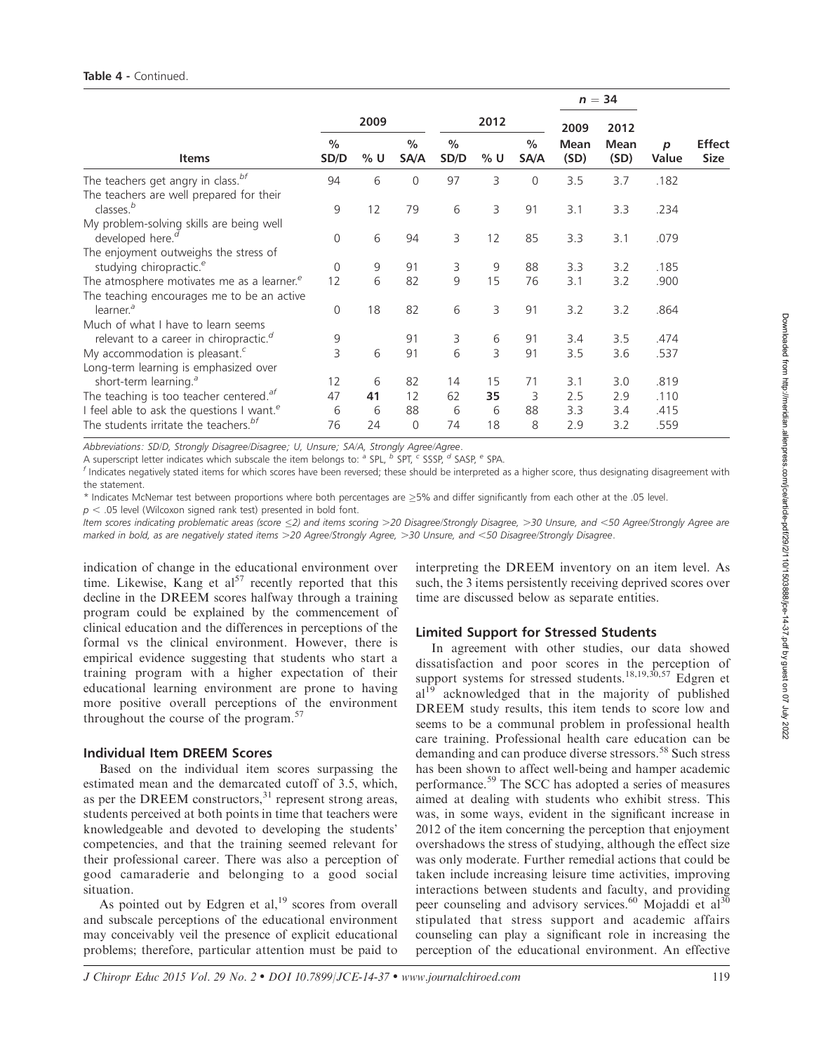**Table 4 -** Continued.

| Items | 2009 | | | 2012 | | | n = 34 | | | |
|---|---|---|---|---|---|---|---|---|---|---|
| | % SD/D | % U | % SA/A | % SD/D | % U | % SA/A | 2009 Mean (SD) | 2012 Mean (SD) | p Value | Effect Size |
| The teachers get angry in class.[b,f] | 94 | 6 | 0 | 97 | 3 | 0 | 3.5 | 3.7 | .182 | |
| The teachers are well prepared for their classes.[b] | 9 | 12 | 79 | 6 | 3 | 91 | 3.1 | 3.3 | .234 | |
| My problem-solving skills are being well developed here.[d] | 0 | 6 | 94 | 3 | 12 | 85 | 3.3 | 3.1 | .079 | |
| The enjoyment outweighs the stress of studying chiropractic.[e] | 0 | 9 | 91 | 3 | 9 | 88 | 3.3 | 3.2 | .185 | |
| The atmosphere motivates me as a learner.[e] | 12 | 6 | 82 | 9 | 15 | 76 | 3.1 | 3.2 | .900 | |
| The teaching encourages me to be an active learner.[a] | 0 | 18 | 82 | 6 | 3 | 91 | 3.2 | 3.2 | .864 | |
| Much of what I have to learn seems relevant to a career in chiropractic.[d] | 9 | | 91 | 3 | 6 | 91 | 3.4 | 3.5 | .474 | |
| My accommodation is pleasant.[c] | 3 | 6 | 91 | 6 | 3 | 91 | 3.5 | 3.6 | .537 | |
| Long-term learning is emphasized over short-term learning.[a] | 12 | 6 | 82 | 14 | 15 | 71 | 3.1 | 3.0 | .819 | |
| The teaching is too teacher centered.[a,f] | 47 | **41** | 12 | 62 | **35** | 3 | 2.5 | 2.9 | .110 | |
| I feel able to ask the questions I want.[e] | 6 | 6 | 88 | 6 | 6 | 88 | 3.3 | 3.4 | .415 | |
| The students irritate the teachers.[b,f] | 76 | 24 | 0 | 74 | 18 | 8 | 2.9 | 3.2 | .559 | |

*Abbreviations: SD/D, Strongly Disagree/Disagree; U, Unsure; SA/A, Strongly Agree/Agree.*

A superscript letter indicates which subscale the item belongs to: [a] SPL, [b] SPT, [c] SSSP, [d] SASP, [e] SPA.

[f] Indicates negatively stated items for which scores have been reversed; these should be interpreted as a higher score, thus designating disagreement with the statement.

* Indicates McNemar test between proportions where both percentages are ≥5% and differ significantly from each other at the .05 level.

$p < .05$ level (Wilcoxon signed rank test) presented in bold font.

*Item scores indicating problematic areas (score ≤2) and items scoring >20 Disagree/Strongly Disagree, >30 Unsure, and <50 Agree/Strongly Agree are marked in bold, as are negatively stated items >20 Agree/Strongly Agree, >30 Unsure, and <50 Disagree/Strongly Disagree.*

indication of change in the educational environment over time. Likewise, Kang et al[57] recently reported that this decline in the DREEM scores halfway through a training program could be explained by the commencement of clinical education and the differences in perceptions of the formal vs the clinical environment. However, there is empirical evidence suggesting that students who start a training program with a higher expectation of their educational learning environment are prone to having more positive overall perceptions of the environment throughout the course of the program.[57]

### Individual Item DREEM Scores

Based on the individual item scores surpassing the estimated mean and the demarcated cutoff of 3.5, which, as per the DREEM constructors,[31] represent strong areas, students perceived at both points in time that teachers were knowledgeable and devoted to developing the students' competencies, and that the training seemed relevant for their professional career. There was also a perception of good camaraderie and belonging to a good social situation.

As pointed out by Edgren et al,[19] scores from overall and subscale perceptions of the educational environment may conceivably veil the presence of explicit educational problems; therefore, particular attention must be paid to interpreting the DREEM inventory on an item level. As such, the 3 items persistently receiving deprived scores over time are discussed below as separate entities.

### Limited Support for Stressed Students

In agreement with other studies, our data showed dissatisfaction and poor scores in the perception of support systems for stressed students.[18,19,30,57] Edgren et al[19] acknowledged that in the majority of published DREEM study results, this item tends to score low and seems to be a communal problem in professional health care training. Professional health care education can be demanding and can produce diverse stressors.[58] Such stress has been shown to affect well-being and hamper academic performance.[59] The SCC has adopted a series of measures aimed at dealing with students who exhibit stress. This was, in some ways, evident in the significant increase in 2012 of the item concerning the perception that enjoyment overshadows the stress of studying, although the effect size was only moderate. Further remedial actions that could be taken include increasing leisure time activities, improving interactions between students and faculty, and providing peer counseling and advisory services.[60] Mojaddi et al[30] stipulated that stress support and academic affairs counseling can play a significant role in increasing the perception of the educational environment. An effective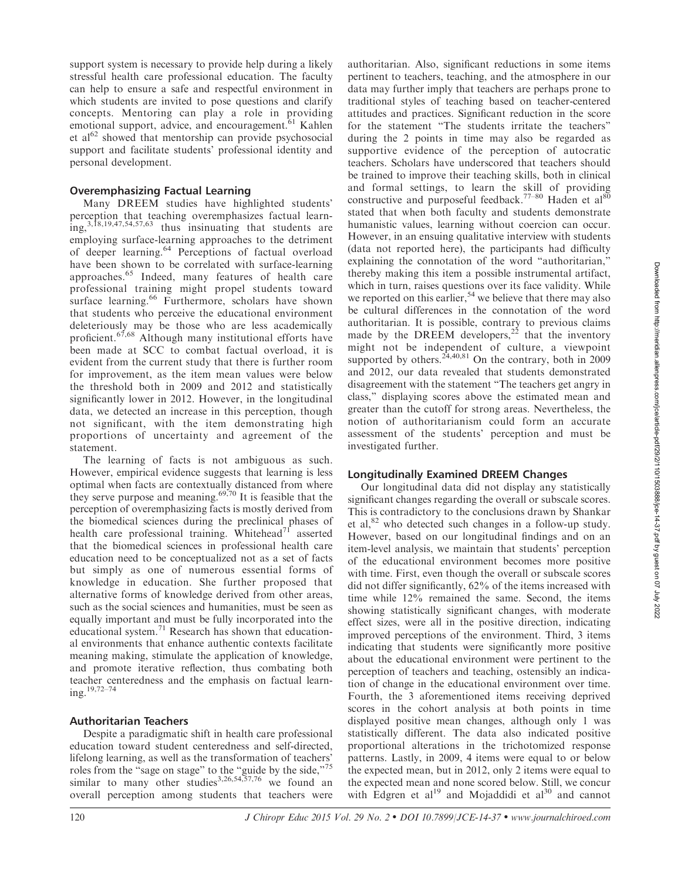support system is necessary to provide help during a likely stressful health care professional education. The faculty can help to ensure a safe and respectful environment in which students are invited to pose questions and clarify concepts. Mentoring can play a role in providing emotional support, advice, and encouragement.[61] Kahlen et al[62] showed that mentorship can provide psychosocial support and facilitate students' professional identity and personal development.

### Overemphasizing Factual Learning

Many DREEM studies have highlighted students' perception that teaching overemphasizes factual learning,[3,18,19,47,54,57,63] thus insinuating that students are employing surface-learning approaches to the detriment of deeper learning.[64] Perceptions of factual overload have been shown to be correlated with surface-learning approaches.[65] Indeed, many features of health care professional training might propel students toward surface learning.[66] Furthermore, scholars have shown that students who perceive the educational environment deleteriously may be those who are less academically proficient.[67,68] Although many institutional efforts have been made at SCC to combat factual overload, it is evident from the current study that there is further room for improvement, as the item mean values were below the threshold both in 2009 and 2012 and statistically significantly lower in 2012. However, in the longitudinal data, we detected an increase in this perception, though not significant, with the item demonstrating high proportions of uncertainty and agreement of the statement.

The learning of facts is not ambiguous as such. However, empirical evidence suggests that learning is less optimal when facts are contextually distanced from where they serve purpose and meaning.[69,70] It is feasible that the perception of overemphasizing facts is mostly derived from the biomedical sciences during the preclinical phases of health care professional training. Whitehead[71] asserted that the biomedical sciences in professional health care education need to be conceptualized not as a set of facts but simply as one of numerous essential forms of knowledge in education. She further proposed that alternative forms of knowledge derived from other areas, such as the social sciences and humanities, must be seen as equally important and must be fully incorporated into the educational system.[71] Research has shown that educational environments that enhance authentic contexts facilitate meaning making, stimulate the application of knowledge, and promote iterative reflection, thus combating both teacher centeredness and the emphasis on factual learning.[19,72–74]

### Authoritarian Teachers

Despite a paradigmatic shift in health care professional education toward student centeredness and self-directed, lifelong learning, as well as the transformation of teachers' roles from the "sage on stage" to the "guide by the side,"[75] similar to many other studies[3,26,54,57,76] we found an overall perception among students that teachers were authoritarian. Also, significant reductions in some items pertinent to teachers, teaching, and the atmosphere in our data may further imply that teachers are perhaps prone to traditional styles of teaching based on teacher-centered attitudes and practices. Significant reduction in the score for the statement "The students irritate the teachers" during the 2 points in time may also be regarded as supportive evidence of the perception of autocratic teachers. Scholars have underscored that teachers should be trained to improve their teaching skills, both in clinical and formal settings, to learn the skill of providing constructive and purposeful feedback.[77–80] Haden et al[80] stated that when both faculty and students demonstrate humanistic values, learning without coercion can occur. However, in an ensuing qualitative interview with students (data not reported here), the participants had difficulty explaining the connotation of the word "authoritarian," thereby making this item a possible instrumental artifact, which in turn, raises questions over its face validity. While we reported on this earlier,[54] we believe that there may also be cultural differences in the connotation of the word authoritarian. It is possible, contrary to previous claims made by the DREEM developers,[22] that the inventory might not be independent of culture, a viewpoint supported by others.[24,40,81] On the contrary, both in 2009 and 2012, our data revealed that students demonstrated disagreement with the statement "The teachers get angry in class," displaying scores above the estimated mean and greater than the cutoff for strong areas. Nevertheless, the notion of authoritarianism could form an accurate assessment of the students' perception and must be investigated further.

### Longitudinally Examined DREEM Changes

Our longitudinal data did not display any statistically significant changes regarding the overall or subscale scores. This is contradictory to the conclusions drawn by Shankar et al,[82] who detected such changes in a follow-up study. However, based on our longitudinal findings and on an item-level analysis, we maintain that students' perception of the educational environment becomes more positive with time. First, even though the overall or subscale scores did not differ significantly, 62% of the items increased with time while 12% remained the same. Second, the items showing statistically significant changes, with moderate effect sizes, were all in the positive direction, indicating improved perceptions of the environment. Third, 3 items indicating that students were significantly more positive about the educational environment were pertinent to the perception of teachers and teaching, ostensibly an indication of change in the educational environment over time. Fourth, the 3 aforementioned items receiving deprived scores in the cohort analysis at both points in time displayed positive mean changes, although only 1 was statistically different. The data also indicated positive proportional alterations in the trichotomized response patterns. Lastly, in 2009, 4 items were equal to or below the expected mean, but in 2012, only 2 items were equal to the expected mean and none scored below. Still, we concur with Edgren et al[19] and Mojaddidi et al[30] and cannot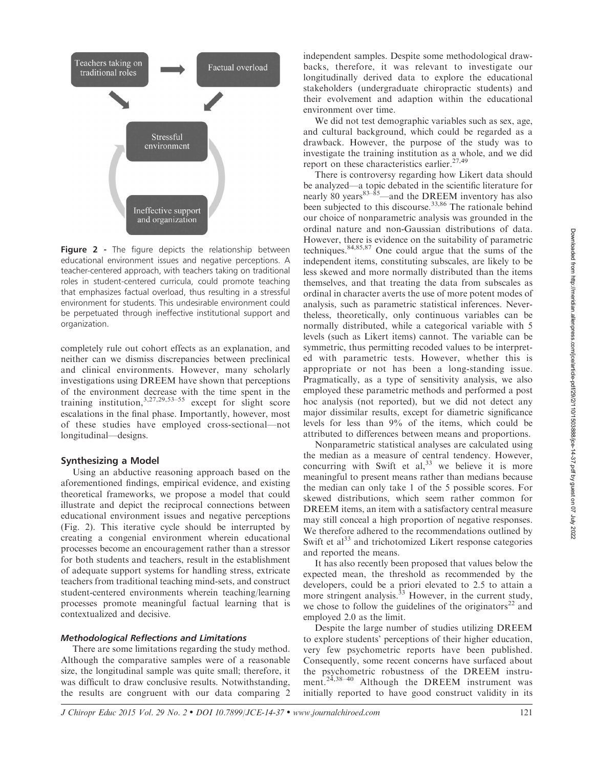Teachers taking on traditional roles → Factual overload

Stressful environment

Ineffective support and organization

**Figure 2** - The figure depicts the relationship between educational environment issues and negative perceptions. A teacher-centered approach, with teachers taking on traditional roles in student-centered curricula, could promote teaching that emphasizes factual overload, thus resulting in a stressful environment for students. This undesirable environment could be perpetuated through ineffective institutional support and organization.

completely rule out cohort effects as an explanation, and neither can we dismiss discrepancies between preclinical and clinical environments. However, many scholarly investigations using DREEM have shown that perceptions of the environment decrease with the time spent in the training institution,[3,27,29,53–55] except for slight score escalations in the final phase. Importantly, however, most of these studies have employed cross-sectional—not longitudinal—designs.

## Synthesizing a Model

Using an abductive reasoning approach based on the aforementioned findings, empirical evidence, and existing theoretical frameworks, we propose a model that could illustrate and depict the reciprocal connections between educational environment issues and negative perceptions (Fig. 2). This iterative cycle should be interrupted by creating a congenial environment wherein educational processes become an encouragement rather than a stressor for both students and teachers, result in the establishment of adequate support systems for handling stress, extricate teachers from traditional teaching mind-sets, and construct student-centered environments wherein teaching/learning processes promote meaningful factual learning that is contextualized and decisive.

### *Methodological Reflections and Limitations*

There are some limitations regarding the study method. Although the comparative samples were of a reasonable size, the longitudinal sample was quite small; therefore, it was difficult to draw conclusive results. Notwithstanding, the results are congruent with our data comparing 2 independent samples. Despite some methodological drawbacks, therefore, it was relevant to investigate our longitudinally derived data to explore the educational stakeholders (undergraduate chiropractic students) and their evolvement and adaption within the educational environment over time.

We did not test demographic variables such as sex, age, and cultural background, which could be regarded as a drawback. However, the purpose of the study was to investigate the training institution as a whole, and we did report on these characteristics earlier.[27,49]

There is controversy regarding how Likert data should be analyzed—a topic debated in the scientific literature for nearly 80 years[83–85]—and the DREEM inventory has also been subjected to this discourse.[33,86] The rationale behind our choice of nonparametric analysis was grounded in the ordinal nature and non-Gaussian distributions of data. However, there is evidence on the suitability of parametric techniques.[84,85,87] One could argue that the sums of the independent items, constituting subscales, are likely to be less skewed and more normally distributed than the items themselves, and that treating the data from subscales as ordinal in character averts the use of more potent modes of analysis, such as parametric statistical inferences. Nevertheless, theoretically, only continuous variables can be normally distributed, while a categorical variable with 5 levels (such as Likert items) cannot. The variable can be symmetric, thus permitting recoded values to be interpreted with parametric tests. However, whether this is appropriate or not has been a long-standing issue. Pragmatically, as a type of sensitivity analysis, we also employed these parametric methods and performed a post hoc analysis (not reported), but we did not detect any major dissimilar results, except for diametric significance levels for less than 9% of the items, which could be attributed to differences between means and proportions.

Nonparametric statistical analyses are calculated using the median as a measure of central tendency. However, concurring with Swift et al,[33] we believe it is more meaningful to present means rather than medians because the median can only take 1 of the 5 possible scores. For skewed distributions, which seem rather common for DREEM items, an item with a satisfactory central measure may still conceal a high proportion of negative responses. We therefore adhered to the recommendations outlined by Swift et al[33] and trichotomized Likert response categories and reported the means.

It has also recently been proposed that values below the expected mean, the threshold as recommended by the developers, could be a priori elevated to 2.5 to attain a more stringent analysis.[33] However, in the current study, we chose to follow the guidelines of the originators[22] and employed 2.0 as the limit.

Despite the large number of studies utilizing DREEM to explore students' perceptions of their higher education, very few psychometric reports have been published. Consequently, some recent concerns have surfaced about the psychometric robustness of the DREEM instrument.[24,38–40] Although the DREEM instrument was initially reported to have good construct validity in its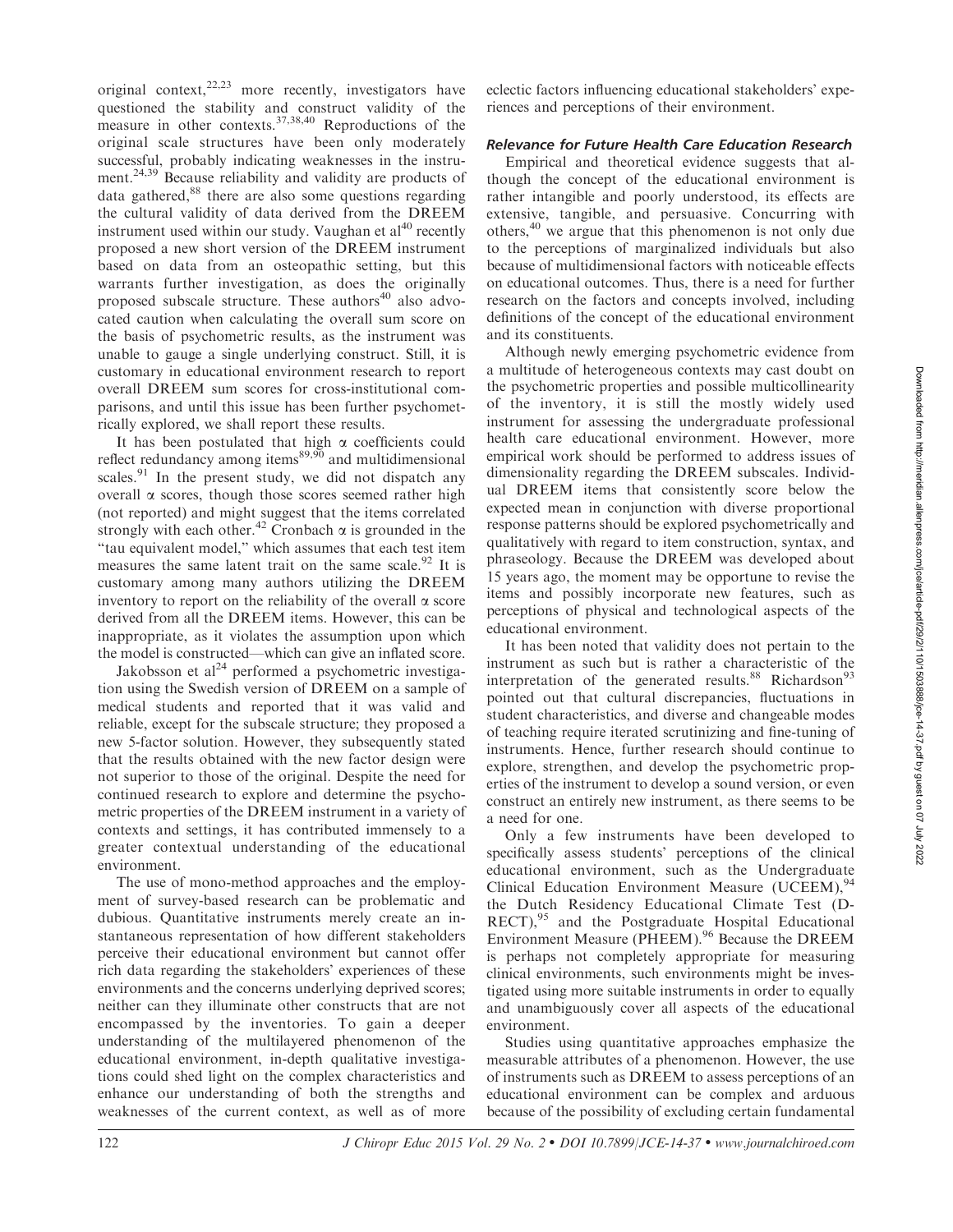original context,[22,23] more recently, investigators have questioned the stability and construct validity of the measure in other contexts.[37,38,40] Reproductions of the original scale structures have been only moderately successful, probably indicating weaknesses in the instrument.[24,39] Because reliability and validity are products of data gathered,[88] there are also some questions regarding the cultural validity of data derived from the DREEM instrument used within our study. Vaughan et al[40] recently proposed a new short version of the DREEM instrument based on data from an osteopathic setting, but this warrants further investigation, as does the originally proposed subscale structure. These authors[40] also advocated caution when calculating the overall sum score on the basis of psychometric results, as the instrument was unable to gauge a single underlying construct. Still, it is customary in educational environment research to report overall DREEM sum scores for cross-institutional comparisons, and until this issue has been further psychometrically explored, we shall report these results.

It has been postulated that high α coefficients could reflect redundancy among items[89,90] and multidimensional scales.[91] In the present study, we did not dispatch any overall α scores, though those scores seemed rather high (not reported) and might suggest that the items correlated strongly with each other.[42] Cronbach α is grounded in the "tau equivalent model," which assumes that each test item measures the same latent trait on the same scale.[92] It is customary among many authors utilizing the DREEM inventory to report on the reliability of the overall α score derived from all the DREEM items. However, this can be inappropriate, as it violates the assumption upon which the model is constructed—which can give an inflated score.

Jakobsson et al[24] performed a psychometric investigation using the Swedish version of DREEM on a sample of medical students and reported that it was valid and reliable, except for the subscale structure; they proposed a new 5-factor solution. However, they subsequently stated that the results obtained with the new factor design were not superior to those of the original. Despite the need for continued research to explore and determine the psychometric properties of the DREEM instrument in a variety of contexts and settings, it has contributed immensely to a greater contextual understanding of the educational environment.

The use of mono-method approaches and the employment of survey-based research can be problematic and dubious. Quantitative instruments merely create an instantaneous representation of how different stakeholders perceive their educational environment but cannot offer rich data regarding the stakeholders' experiences of these environments and the concerns underlying deprived scores; neither can they illuminate other constructs that are not encompassed by the inventories. To gain a deeper understanding of the multilayered phenomenon of the educational environment, in-depth qualitative investigations could shed light on the complex characteristics and enhance our understanding of both the strengths and weaknesses of the current context, as well as of more eclectic factors influencing educational stakeholders' experiences and perceptions of their environment.

### *Relevance for Future Health Care Education Research*

Empirical and theoretical evidence suggests that although the concept of the educational environment is rather intangible and poorly understood, its effects are extensive, tangible, and persuasive. Concurring with others,[40] we argue that this phenomenon is not only due to the perceptions of marginalized individuals but also because of multidimensional factors with noticeable effects on educational outcomes. Thus, there is a need for further research on the factors and concepts involved, including definitions of the concept of the educational environment and its constituents.

Although newly emerging psychometric evidence from a multitude of heterogeneous contexts may cast doubt on the psychometric properties and possible multicollinearity of the inventory, it is still the mostly widely used instrument for assessing the undergraduate professional health care educational environment. However, more empirical work should be performed to address issues of dimensionality regarding the DREEM subscales. Individual DREEM items that consistently score below the expected mean in conjunction with diverse proportional response patterns should be explored psychometrically and qualitatively with regard to item construction, syntax, and phraseology. Because the DREEM was developed about 15 years ago, the moment may be opportune to revise the items and possibly incorporate new features, such as perceptions of physical and technological aspects of the educational environment.

It has been noted that validity does not pertain to the instrument as such but is rather a characteristic of the interpretation of the generated results.[88] Richardson[93] pointed out that cultural discrepancies, fluctuations in student characteristics, and diverse and changeable modes of teaching require iterated scrutinizing and fine-tuning of instruments. Hence, further research should continue to explore, strengthen, and develop the psychometric properties of the instrument to develop a sound version, or even construct an entirely new instrument, as there seems to be a need for one.

Only a few instruments have been developed to specifically assess students' perceptions of the clinical educational environment, such as the Undergraduate Clinical Education Environment Measure (UCEEM),[94] the Dutch Residency Educational Climate Test (D-RECT),[95] and the Postgraduate Hospital Educational Environment Measure (PHEEM).[96] Because the DREEM is perhaps not completely appropriate for measuring clinical environments, such environments might be investigated using more suitable instruments in order to equally and unambiguously cover all aspects of the educational environment.

Studies using quantitative approaches emphasize the measurable attributes of a phenomenon. However, the use of instruments such as DREEM to assess perceptions of an educational environment can be complex and arduous because of the possibility of excluding certain fundamental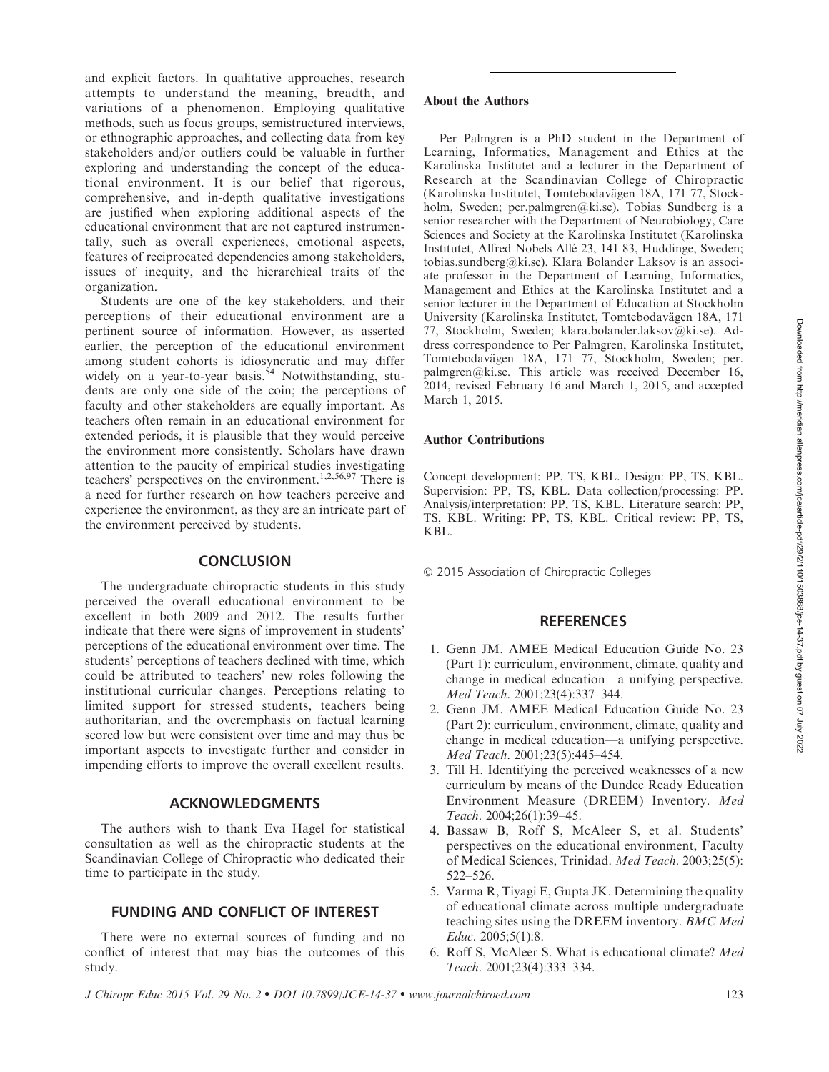and explicit factors. In qualitative approaches, research attempts to understand the meaning, breadth, and variations of a phenomenon. Employing qualitative methods, such as focus groups, semistructured interviews, or ethnographic approaches, and collecting data from key stakeholders and/or outliers could be valuable in further exploring and understanding the concept of the educational environment. It is our belief that rigorous, comprehensive, and in-depth qualitative investigations are justified when exploring additional aspects of the educational environment that are not captured instrumentally, such as overall experiences, emotional aspects, features of reciprocated dependencies among stakeholders, issues of inequity, and the hierarchical traits of the organization.

Students are one of the key stakeholders, and their perceptions of their educational environment are a pertinent source of information. However, as asserted earlier, the perception of the educational environment among student cohorts is idiosyncratic and may differ widely on a year-to-year basis.[54] Notwithstanding, students are only one side of the coin; the perceptions of faculty and other stakeholders are equally important. As teachers often remain in an educational environment for extended periods, it is plausible that they would perceive the environment more consistently. Scholars have drawn attention to the paucity of empirical studies investigating teachers' perspectives on the environment.[1,2,56,97] There is a need for further research on how teachers perceive and experience the environment, as they are an intricate part of the environment perceived by students.

## CONCLUSION

The undergraduate chiropractic students in this study perceived the overall educational environment to be excellent in both 2009 and 2012. The results further indicate that there were signs of improvement in students' perceptions of the educational environment over time. The students' perceptions of teachers declined with time, which could be attributed to teachers' new roles following the institutional curricular changes. Perceptions relating to limited support for stressed students, teachers being authoritarian, and the overemphasis on factual learning scored low but were consistent over time and may thus be important aspects to investigate further and consider in impending efforts to improve the overall excellent results.

## ACKNOWLEDGMENTS

The authors wish to thank Eva Hagel for statistical consultation as well as the chiropractic students at the Scandinavian College of Chiropractic who dedicated their time to participate in the study.

## FUNDING AND CONFLICT OF INTEREST

There were no external sources of funding and no conflict of interest that may bias the outcomes of this study.

### About the Authors

Per Palmgren is a PhD student in the Department of Learning, Informatics, Management and Ethics at the Karolinska Institutet and a lecturer in the Department of Research at the Scandinavian College of Chiropractic (Karolinska Institutet, Tomtebodavägen 18A, 171 77, Stockholm, Sweden; per.palmgren@ki.se). Tobias Sundberg is a senior researcher with the Department of Neurobiology, Care Sciences and Society at the Karolinska Institutet (Karolinska Institutet, Alfred Nobels Allé 23, 141 83, Huddinge, Sweden; tobias.sundberg@ki.se). Klara Bolander Laksov is an associate professor in the Department of Learning, Informatics, Management and Ethics at the Karolinska Institutet and a senior lecturer in the Department of Education at Stockholm University (Karolinska Institutet, Tomtebodavägen 18A, 171 77, Stockholm, Sweden; klara.bolander.laksov@ki.se). Address correspondence to Per Palmgren, Karolinska Institutet, Tomtebodavägen 18A, 171 77, Stockholm, Sweden; per.palmgren@ki.se. This article was received December 16, 2014, revised February 16 and March 1, 2015, and accepted March 1, 2015.

### Author Contributions

Concept development: PP, TS, KBL. Design: PP, TS, KBL. Supervision: PP, TS, KBL. Data collection/processing: PP. Analysis/interpretation: PP, TS, KBL. Literature search: PP, TS, KBL. Writing: PP, TS, KBL. Critical review: PP, TS, KBL.

© 2015 Association of Chiropractic Colleges

## REFERENCES

1. Genn JM. AMEE Medical Education Guide No. 23 (Part 1): curriculum, environment, climate, quality and change in medical education—a unifying perspective. *Med Teach*. 2001;23(4):337–344.
2. Genn JM. AMEE Medical Education Guide No. 23 (Part 2): curriculum, environment, climate, quality and change in medical education—a unifying perspective. *Med Teach*. 2001;23(5):445–454.
3. Till H. Identifying the perceived weaknesses of a new curriculum by means of the Dundee Ready Education Environment Measure (DREEM) Inventory. *Med Teach*. 2004;26(1):39–45.
4. Bassaw B, Roff S, McAleer S, et al. Students' perspectives on the educational environment, Faculty of Medical Sciences, Trinidad. *Med Teach*. 2003;25(5): 522–526.
5. Varma R, Tiyagi E, Gupta JK. Determining the quality of educational climate across multiple undergraduate teaching sites using the DREEM inventory. *BMC Med Educ*. 2005;5(1):8.
6. Roff S, McAleer S. What is educational climate? *Med Teach*. 2001;23(4):333–334.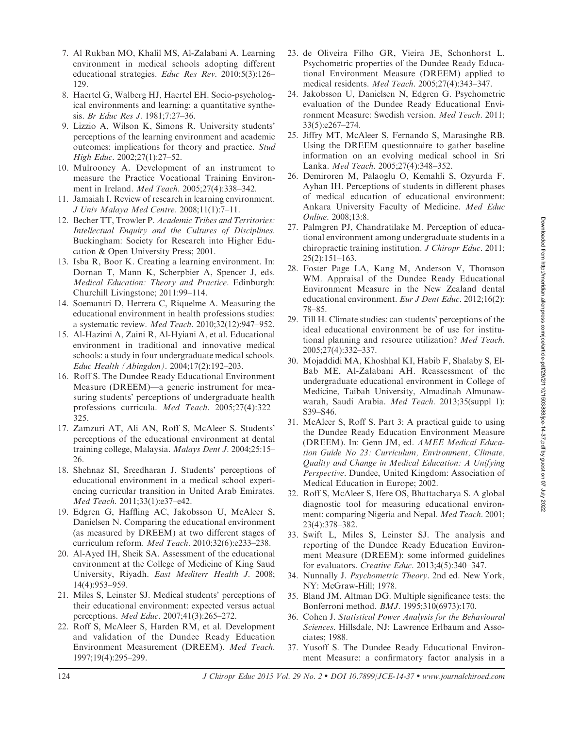7. Al Rukban MO, Khalil MS, Al-Zalabani A. Learning environment in medical schools adopting different educational strategies. *Educ Res Rev*. 2010;5(3):126–129.
8. Haertel G, Walberg HJ, Haertel EH. Socio-psychological environments and learning: a quantitative synthesis. *Br Educ Res J*. 1981;7:27–36.
9. Lizzio A, Wilson K, Simons R. University students' perceptions of the learning environment and academic outcomes: implications for theory and practice. *Stud High Educ*. 2002;27(1):27–52.
10. Mulrooney A. Development of an instrument to measure the Practice Vocational Training Environment in Ireland. *Med Teach*. 2005;27(4):338–342.
11. Jamaiah I. Review of research in learning environment. *J Univ Malaya Med Centre*. 2008;11(1):7–11.
12. Becher TT, Trowler P. *Academic Tribes and Territories: Intellectual Enquiry and the Cultures of Disciplines*. Buckingham: Society for Research into Higher Education & Open University Press; 2001.
13. Isba R, Boor K. Creating a learning environment. In: Dornan T, Mann K, Scherpbier A, Spencer J, eds. *Medical Education: Theory and Practice*. Edinburgh: Churchill Livingstone; 2011:99–114.
14. Soemantri D, Herrera C, Riquelme A. Measuring the educational environment in health professions studies: a systematic review. *Med Teach*. 2010;32(12):947–952.
15. Al-Hazimi A, Zaini R, Al-Hyiani A, et al. Educational environment in traditional and innovative medical schools: a study in four undergraduate medical schools. *Educ Health (Abingdon)*. 2004;17(2):192–203.
16. Roff S. The Dundee Ready Educational Environment Measure (DREEM)—a generic instrument for measuring students' perceptions of undergraduate health professions curricula. *Med Teach*. 2005;27(4):322–325.
17. Zamzuri AT, Ali AN, Roff S, McAleer S. Students' perceptions of the educational environment at dental training college, Malaysia. *Malays Dent J*. 2004;25:15–26.
18. Shehnaz SI, Sreedharan J. Students' perceptions of educational environment in a medical school experiencing curricular transition in United Arab Emirates. *Med Teach*. 2011;33(1):e37–e42.
19. Edgren G, Haffling AC, Jakobsson U, McAleer S, Danielsen N. Comparing the educational environment (as measured by DREEM) at two different stages of curriculum reform. *Med Teach*. 2010;32(6):e233–238.
20. Al-Ayed IH, Sheik SA. Assessment of the educational environment at the College of Medicine of King Saud University, Riyadh. *East Mediterr Health J*. 2008;14(4):953–959.
21. Miles S, Leinster SJ. Medical students' perceptions of their educational environment: expected versus actual perceptions. *Med Educ*. 2007;41(3):265–272.
22. Roff S, McAleer S, Harden RM, et al. Development and validation of the Dundee Ready Education Environment Measurement (DREEM). *Med Teach*. 1997;19(4):295–299.
23. de Oliveira Filho GR, Vieira JE, Schonhorst L. Psychometric properties of the Dundee Ready Educational Environment Measure (DREEM) applied to medical residents. *Med Teach*. 2005;27(4):343–347.
24. Jakobsson U, Danielsen N, Edgren G. Psychometric evaluation of the Dundee Ready Educational Environment Measure: Swedish version. *Med Teach*. 2011;33(5):e267–274.
25. Jiffry MT, McAleer S, Fernando S, Marasinghe RB. Using the DREEM questionnaire to gather baseline information on an evolving medical school in Sri Lanka. *Med Teach*. 2005;27(4):348–352.
26. Demiroren M, Palaoglu O, Kemahli S, Ozyurda F, Ayhan IH. Perceptions of students in different phases of medical education of educational environment: Ankara University Faculty of Medicine. *Med Educ Online*. 2008;13:8.
27. Palmgren PJ, Chandratilake M. Perception of educational environment among undergraduate students in a chiropractic training institution. *J Chiropr Educ*. 2011;25(2):151–163.
28. Foster Page LA, Kang M, Anderson V, Thomson WM. Appraisal of the Dundee Ready Educational Environment Measure in the New Zealand dental educational environment. *Eur J Dent Educ*. 2012;16(2):78–85.
29. Till H. Climate studies: can students' perceptions of the ideal educational environment be of use for institutional planning and resource utilization? *Med Teach*. 2005;27(4):332–337.
30. Mojaddidi MA, Khoshhal KI, Habib F, Shalaby S, El-Bab ME, Al-Zalabani AH. Reassessment of the undergraduate educational environment in College of Medicine, Taibah University, Almadinah Almunawwarah, Saudi Arabia. *Med Teach*. 2013;35(suppl 1):S39–S46.
31. McAleer S, Roff S. Part 3: A practical guide to using the Dundee Ready Education Environment Measure (DREEM). In: Genn JM, ed. *AMEE Medical Education Guide No 23: Curriculum, Environment, Climate, Quality and Change in Medical Education: A Unifying Perspective*. Dundee, United Kingdom: Association of Medical Education in Europe; 2002.
32. Roff S, McAleer S, Ifere OS, Bhattacharya S. A global diagnostic tool for measuring educational environment: comparing Nigeria and Nepal. *Med Teach*. 2001;23(4):378–382.
33. Swift L, Miles S, Leinster SJ. The analysis and reporting of the Dundee Ready Education Environment Measure (DREEM): some informed guidelines for evaluators. *Creative Educ*. 2013;4(5):340–347.
34. Nunnally J. *Psychometric Theory*. 2nd ed. New York, NY: McGraw-Hill; 1978.
35. Bland JM, Altman DG. Multiple significance tests: the Bonferroni method. *BMJ*. 1995;310(6973):170.
36. Cohen J. *Statistical Power Analysis for the Behavioural Sciences*. Hillsdale, NJ: Lawrence Erlbaum and Associates; 1988.
37. Yusoff S. The Dundee Ready Educational Environment Measure: a confirmatory factor analysis in a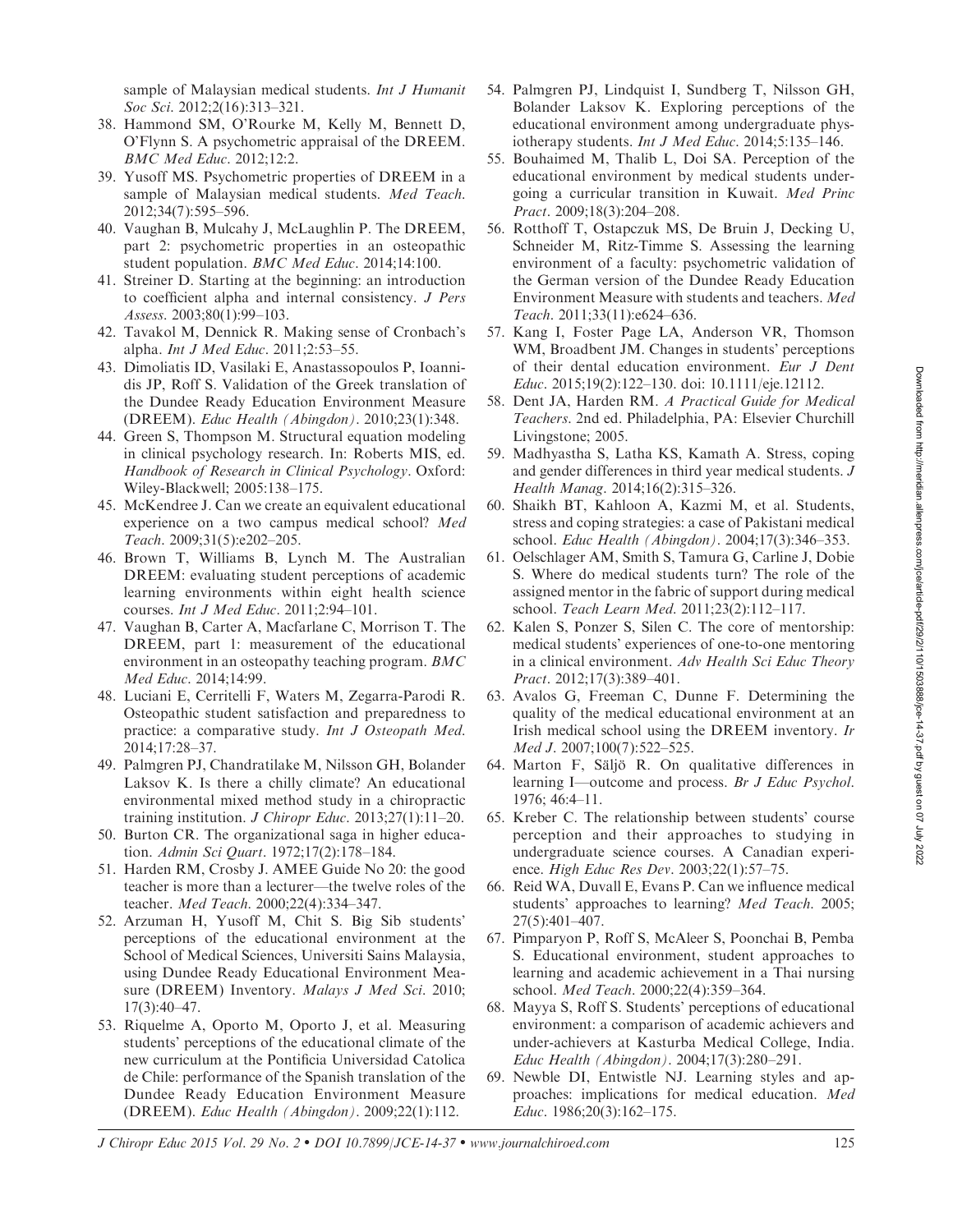sample of Malaysian medical students. *Int J Humanit Soc Sci*. 2012;2(16):313–321.

38. Hammond SM, O'Rourke M, Kelly M, Bennett D, O'Flynn S. A psychometric appraisal of the DREEM. *BMC Med Educ*. 2012;12:2.
39. Yusoff MS. Psychometric properties of DREEM in a sample of Malaysian medical students. *Med Teach*. 2012;34(7):595–596.
40. Vaughan B, Mulcahy J, McLaughlin P. The DREEM, part 2: psychometric properties in an osteopathic student population. *BMC Med Educ*. 2014;14:100.
41. Streiner D. Starting at the beginning: an introduction to coefficient alpha and internal consistency. *J Pers Assess*. 2003;80(1):99–103.
42. Tavakol M, Dennick R. Making sense of Cronbach's alpha. *Int J Med Educ*. 2011;2:53–55.
43. Dimoliatis ID, Vasilaki E, Anastassopoulos P, Ioannidis JP, Roff S. Validation of the Greek translation of the Dundee Ready Education Environment Measure (DREEM). *Educ Health (Abingdon)*. 2010;23(1):348.
44. Green S, Thompson M. Structural equation modeling in clinical psychology research. In: Roberts MIS, ed. *Handbook of Research in Clinical Psychology*. Oxford: Wiley-Blackwell; 2005:138–175.
45. McKendree J. Can we create an equivalent educational experience on a two campus medical school? *Med Teach*. 2009;31(5):e202–205.
46. Brown T, Williams B, Lynch M. The Australian DREEM: evaluating student perceptions of academic learning environments within eight health science courses. *Int J Med Educ*. 2011;2:94–101.
47. Vaughan B, Carter A, Macfarlane C, Morrison T. The DREEM, part 1: measurement of the educational environment in an osteopathy teaching program. *BMC Med Educ*. 2014;14:99.
48. Luciani E, Cerritelli F, Waters M, Zegarra-Parodi R. Osteopathic student satisfaction and preparedness to practice: a comparative study. *Int J Osteopath Med*. 2014;17:28–37.
49. Palmgren PJ, Chandratilake M, Nilsson GH, Bolander Laksov K. Is there a chilly climate? An educational environmental mixed method study in a chiropractic training institution. *J Chiropr Educ*. 2013;27(1):11–20.
50. Burton CR. The organizational saga in higher education. *Admin Sci Quart*. 1972;17(2):178–184.
51. Harden RM, Crosby J. AMEE Guide No 20: the good teacher is more than a lecturer—the twelve roles of the teacher. *Med Teach*. 2000;22(4):334–347.
52. Arzuman H, Yusoff M, Chit S. Big Sib students' perceptions of the educational environment at the School of Medical Sciences, Universiti Sains Malaysia, using Dundee Ready Educational Environment Measure (DREEM) Inventory. *Malays J Med Sci*. 2010; 17(3):40–47.
53. Riquelme A, Oporto M, Oporto J, et al. Measuring students' perceptions of the educational climate of the new curriculum at the Pontificia Universidad Catolica de Chile: performance of the Spanish translation of the Dundee Ready Education Environment Measure (DREEM). *Educ Health (Abingdon)*. 2009;22(1):112.
54. Palmgren PJ, Lindquist I, Sundberg T, Nilsson GH, Bolander Laksov K. Exploring perceptions of the educational environment among undergraduate physiotherapy students. *Int J Med Educ*. 2014;5:135–146.
55. Bouhaimed M, Thalib L, Doi SA. Perception of the educational environment by medical students undergoing a curricular transition in Kuwait. *Med Princ Pract*. 2009;18(3):204–208.
56. Rotthoff T, Ostapczuk MS, De Bruin J, Decking U, Schneider M, Ritz-Timme S. Assessing the learning environment of a faculty: psychometric validation of the German version of the Dundee Ready Education Environment Measure with students and teachers. *Med Teach*. 2011;33(11):e624–636.
57. Kang I, Foster Page LA, Anderson VR, Thomson WM, Broadbent JM. Changes in students' perceptions of their dental education environment. *Eur J Dent Educ*. 2015;19(2):122–130. doi: 10.1111/eje.12112.
58. Dent JA, Harden RM. *A Practical Guide for Medical Teachers*. 2nd ed. Philadelphia, PA: Elsevier Churchill Livingstone; 2005.
59. Madhyastha S, Latha KS, Kamath A. Stress, coping and gender differences in third year medical students. *J Health Manag*. 2014;16(2):315–326.
60. Shaikh BT, Kahloon A, Kazmi M, et al. Students, stress and coping strategies: a case of Pakistani medical school. *Educ Health (Abingdon)*. 2004;17(3):346–353.
61. Oelschlager AM, Smith S, Tamura G, Carline J, Dobie S. Where do medical students turn? The role of the assigned mentor in the fabric of support during medical school. *Teach Learn Med*. 2011;23(2):112–117.
62. Kalen S, Ponzer S, Silen C. The core of mentorship: medical students' experiences of one-to-one mentoring in a clinical environment. *Adv Health Sci Educ Theory Pract*. 2012;17(3):389–401.
63. Avalos G, Freeman C, Dunne F. Determining the quality of the medical educational environment at an Irish medical school using the DREEM inventory. *Ir Med J*. 2007;100(7):522–525.
64. Marton F, Säljö R. On qualitative differences in learning I—outcome and process. *Br J Educ Psychol*. 1976; 46:4–11.
65. Kreber C. The relationship between students' course perception and their approaches to studying in undergraduate science courses. A Canadian experience. *High Educ Res Dev*. 2003;22(1):57–75.
66. Reid WA, Duvall E, Evans P. Can we influence medical students' approaches to learning? *Med Teach*. 2005; 27(5):401–407.
67. Pimparyon P, Roff S, McAleer S, Poonchai B, Pemba S. Educational environment, student approaches to learning and academic achievement in a Thai nursing school. *Med Teach*. 2000;22(4):359–364.
68. Mayya S, Roff S. Students' perceptions of educational environment: a comparison of academic achievers and under-achievers at Kasturba Medical College, India. *Educ Health (Abingdon)*. 2004;17(3):280–291.
69. Newble DI, Entwistle NJ. Learning styles and approaches: implications for medical education. *Med Educ*. 1986;20(3):162–175.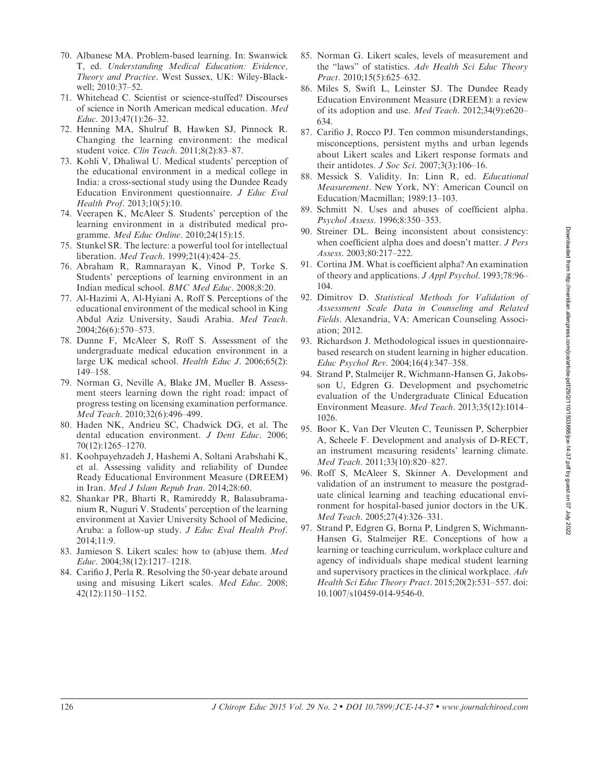70. Albanese MA. Problem-based learning. In: Swanwick T, ed. *Understanding Medical Education: Evidence, Theory and Practice*. West Sussex, UK: Wiley-Blackwell; 2010:37–52.
71. Whitehead C. Scientist or science-stuffed? Discourses of science in North American medical education. *Med Educ*. 2013;47(1):26–32.
72. Henning MA, Shulruf B, Hawken SJ, Pinnock R. Changing the learning environment: the medical student voice. *Clin Teach*. 2011;8(2):83–87.
73. Kohli V, Dhaliwal U. Medical students' perception of the educational environment in a medical college in India: a cross-sectional study using the Dundee Ready Education Environment questionnaire. *J Educ Eval Health Prof*. 2013;10(5):10.
74. Veerapen K, McAleer S. Students' perception of the learning environment in a distributed medical programme. *Med Educ Online*. 2010;24(15):15.
75. Stunkel SR. The lecture: a powerful tool for intellectual liberation. *Med Teach*. 1999;21(4):424–25.
76. Abraham R, Ramnarayan K, Vinod P, Torke S. Students' perceptions of learning environment in an Indian medical school. *BMC Med Educ*. 2008;8:20.
77. Al-Hazimi A, Al-Hyiani A, Roff S. Perceptions of the educational environment of the medical school in King Abdul Aziz University, Saudi Arabia. *Med Teach*. 2004;26(6):570–573.
78. Dunne F, McAleer S, Roff S. Assessment of the undergraduate medical education environment in a large UK medical school. *Health Educ J*. 2006;65(2): 149–158.
79. Norman G, Neville A, Blake JM, Mueller B. Assessment steers learning down the right road: impact of progress testing on licensing examination performance. *Med Teach*. 2010;32(6):496–499.
80. Haden NK, Andrieu SC, Chadwick DG, et al. The dental education environment. *J Dent Educ*. 2006; 70(12):1265–1270.
81. Koohpayehzadeh J, Hashemi A, Soltani Arabshahi K, et al. Assessing validity and reliability of Dundee Ready Educational Environment Measure (DREEM) in Iran. *Med J Islam Repub Iran*. 2014;28:60.
82. Shankar PR, Bharti R, Ramireddy R, Balasubramanium R, Nuguri V. Students' perception of the learning environment at Xavier University School of Medicine, Aruba: a follow-up study. *J Educ Eval Health Prof*. 2014;11:9.
83. Jamieson S. Likert scales: how to (ab)use them. *Med Educ*. 2004;38(12):1217–1218.
84. Carifio J, Perla R. Resolving the 50-year debate around using and misusing Likert scales. *Med Educ*. 2008; 42(12):1150–1152.
85. Norman G. Likert scales, levels of measurement and the "laws" of statistics. *Adv Health Sci Educ Theory Pract*. 2010;15(5):625–632.
86. Miles S, Swift L, Leinster SJ. The Dundee Ready Education Environment Measure (DREEM): a review of its adoption and use. *Med Teach*. 2012;34(9):e620–634.
87. Carifio J, Rocco PJ. Ten common misunderstandings, misconceptions, persistent myths and urban legends about Likert scales and Likert response formats and their antidotes. *J Soc Sci*. 2007;3(3):106–16.
88. Messick S. Validity. In: Linn R, ed. *Educational Measurement*. New York, NY: American Council on Education/Macmillan; 1989:13–103.
89. Schmitt N. Uses and abuses of coefficient alpha. *Psychol Assess*. 1996;8:350–353.
90. Streiner DL. Being inconsistent about consistency: when coefficient alpha does and doesn't matter. *J Pers Assess*. 2003;80:217–222.
91. Cortina JM. What is coefficient alpha? An examination of theory and applications. *J Appl Psychol*. 1993;78:96–104.
92. Dimitrov D. *Statistical Methods for Validation of Assessment Scale Data in Counseling and Related Fields*. Alexandria, VA: American Counseling Association; 2012.
93. Richardson J. Methodological issues in questionnaire-based research on student learning in higher education. *Educ Psychol Rev*. 2004;16(4):347–358.
94. Strand P, Stalmeijer R, Wichmann-Hansen G, Jakobsson U, Edgren G. Development and psychometric evaluation of the Undergraduate Clinical Education Environment Measure. *Med Teach*. 2013;35(12):1014–1026.
95. Boor K, Van Der Vleuten C, Teunissen P, Scherpbier A, Scheele F. Development and analysis of D-RECT, an instrument measuring residents' learning climate. *Med Teach*. 2011;33(10):820–827.
96. Roff S, McAleer S, Skinner A. Development and validation of an instrument to measure the postgraduate clinical learning and teaching educational environment for hospital-based junior doctors in the UK. *Med Teach*. 2005;27(4):326–331.
97. Strand P, Edgren G, Borna P, Lindgren S, Wichmann-Hansen G, Stalmeijer RE. Conceptions of how a learning or teaching curriculum, workplace culture and agency of individuals shape medical student learning and supervisory practices in the clinical workplace. *Adv Health Sci Educ Theory Pract*. 2015;20(2):531–557. doi: 10.1007/s10459-014-9546-0.